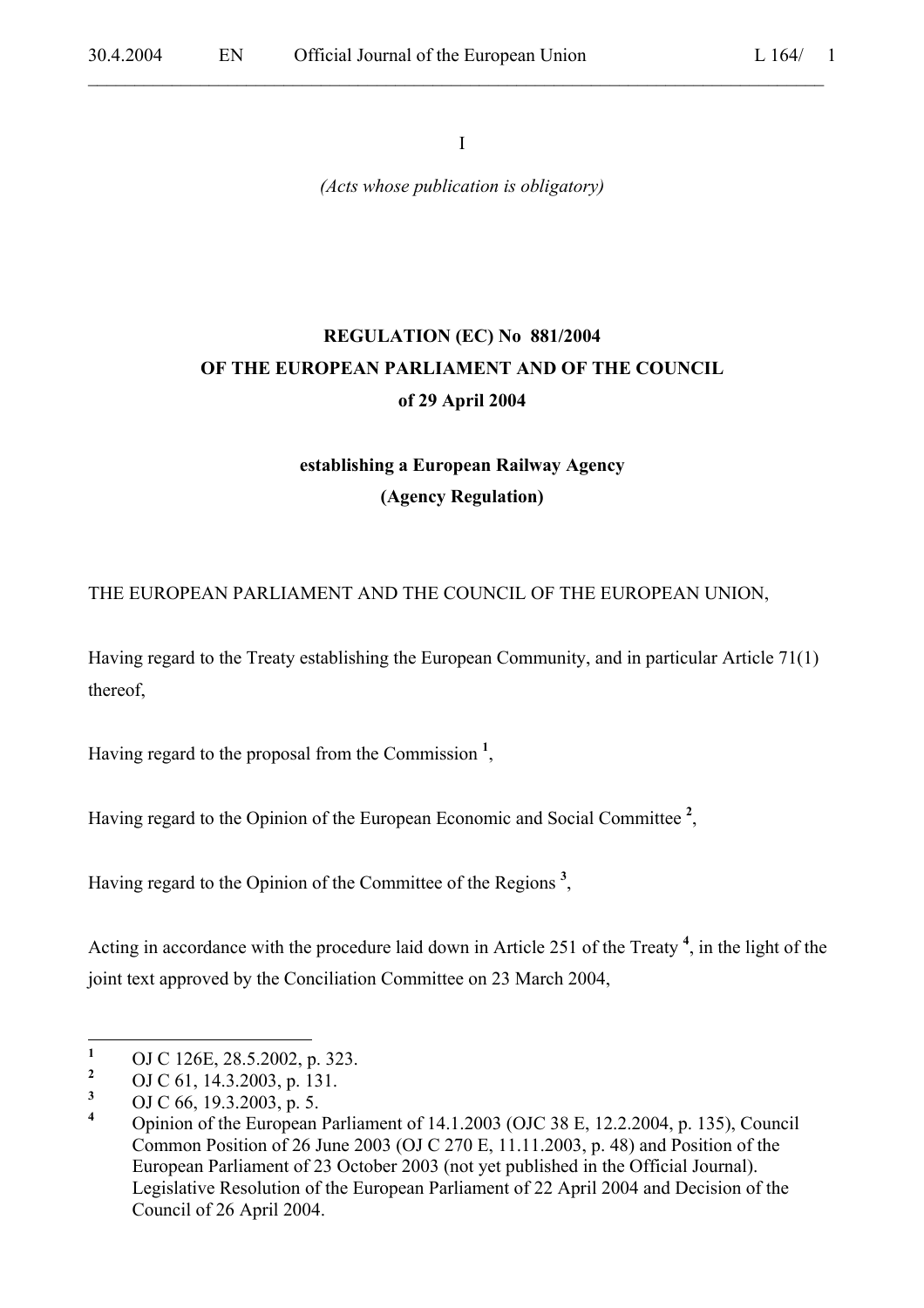I

*(Acts whose publication is obligatory)*

**REGULATION (EC) No 881/2004**
**OF THE EUROPEAN PARLIAMENT AND OF THE COUNCIL**
**of 29 April 2004**

**establishing a European Railway Agency**
**(Agency Regulation)**

THE EUROPEAN PARLIAMENT AND THE COUNCIL OF THE EUROPEAN UNION,

Having regard to the Treaty establishing the European Community, and in particular Article 71(1) thereof,

Having regard to the proposal from the Commission [1],

Having regard to the Opinion of the European Economic and Social Committee [2],

Having regard to the Opinion of the Committee of the Regions [3],

Acting in accordance with the procedure laid down in Article 251 of the Treaty [4], in the light of the joint text approved by the Conciliation Committee on 23 March 2004,

---

[1] OJ C 126E, 28.5.2002, p. 323.

[2] OJ C 61, 14.3.2003, p. 131.

[3] OJ C 66, 19.3.2003, p. 5.

[4] Opinion of the European Parliament of 14.1.2003 (OJC 38 E, 12.2.2004, p. 135), Council Common Position of 26 June 2003 (OJ C 270 E, 11.11.2003, p. 48) and Position of the European Parliament of 23 October 2003 (not yet published in the Official Journal). Legislative Resolution of the European Parliament of 22 April 2004 and Decision of the Council of 26 April 2004.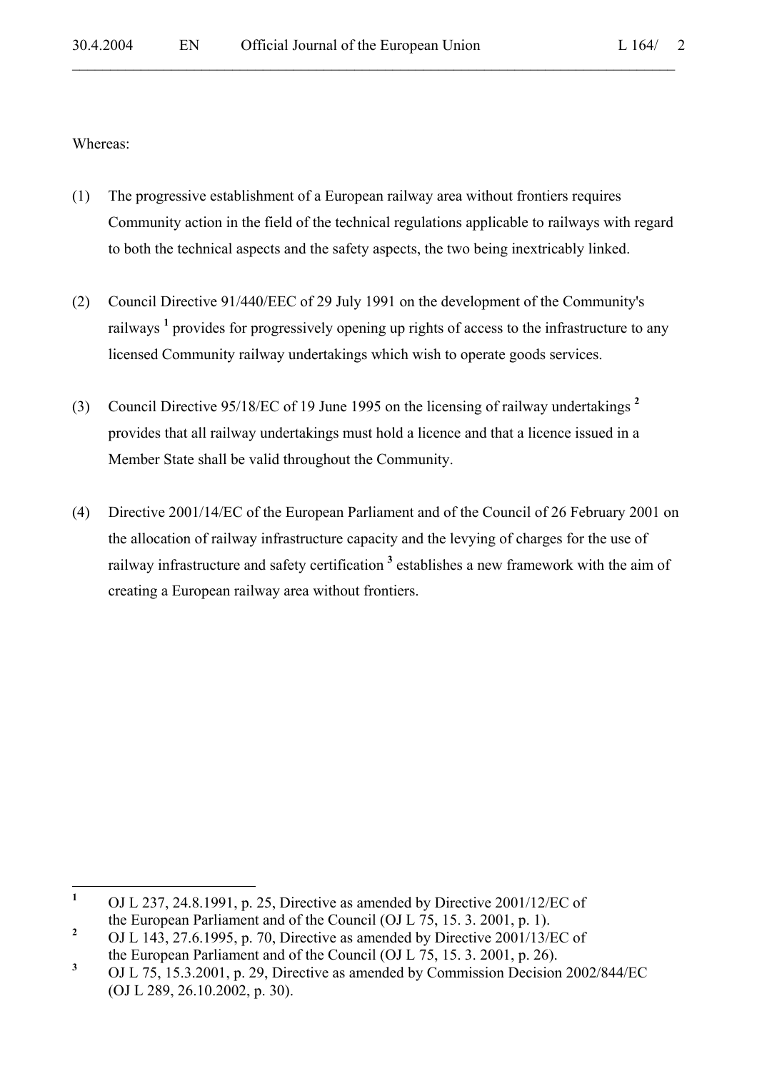Whereas:

(1) The progressive establishment of a European railway area without frontiers requires Community action in the field of the technical regulations applicable to railways with regard to both the technical aspects and the safety aspects, the two being inextricably linked.

(2) Council Directive 91/440/EEC of 29 July 1991 on the development of the Community's railways [1] provides for progressively opening up rights of access to the infrastructure to any licensed Community railway undertakings which wish to operate goods services.

(3) Council Directive 95/18/EC of 19 June 1995 on the licensing of railway undertakings [2] provides that all railway undertakings must hold a licence and that a licence issued in a Member State shall be valid throughout the Community.

(4) Directive 2001/14/EC of the European Parliament and of the Council of 26 February 2001 on the allocation of railway infrastructure capacity and the levying of charges for the use of railway infrastructure and safety certification [3] establishes a new framework with the aim of creating a European railway area without frontiers.

---

[1] OJ L 237, 24.8.1991, p. 25, Directive as amended by Directive 2001/12/EC of the European Parliament and of the Council (OJ L 75, 15. 3. 2001, p. 1).

[2] OJ L 143, 27.6.1995, p. 70, Directive as amended by Directive 2001/13/EC of the European Parliament and of the Council (OJ L 75, 15. 3. 2001, p. 26).

[3] OJ L 75, 15.3.2001, p. 29, Directive as amended by Commission Decision 2002/844/EC (OJ L 289, 26.10.2002, p. 30).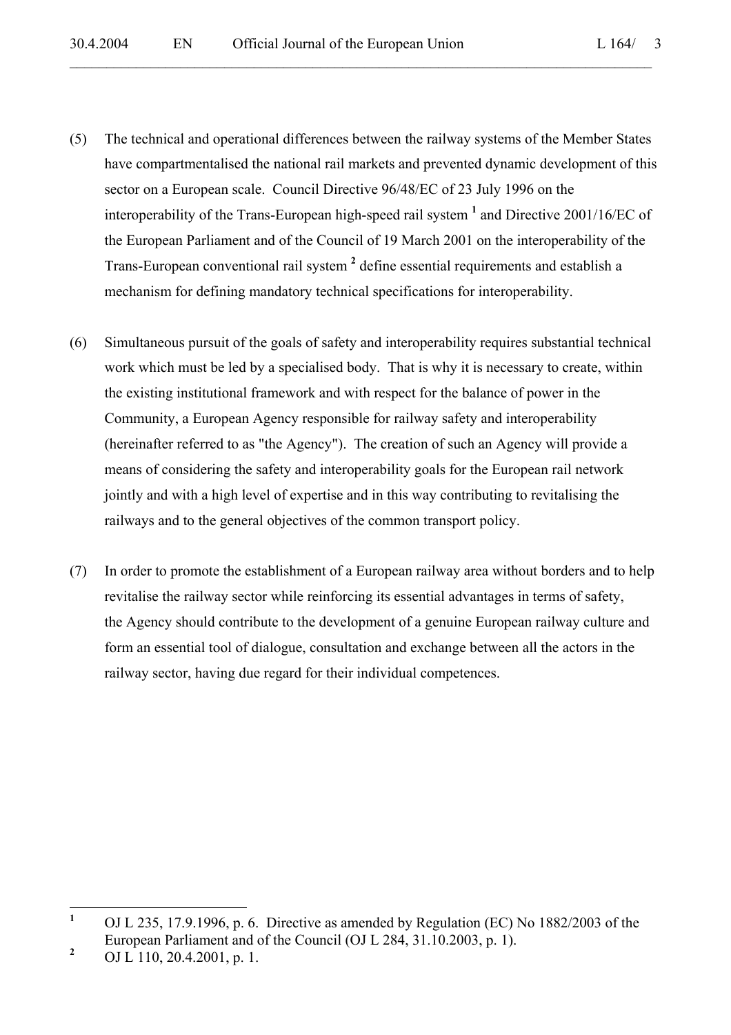(5) The technical and operational differences between the railway systems of the Member States have compartmentalised the national rail markets and prevented dynamic development of this sector on a European scale. Council Directive 96/48/EC of 23 July 1996 on the interoperability of the Trans-European high-speed rail system [1] and Directive 2001/16/EC of the European Parliament and of the Council of 19 March 2001 on the interoperability of the Trans-European conventional rail system [2] define essential requirements and establish a mechanism for defining mandatory technical specifications for interoperability.

(6) Simultaneous pursuit of the goals of safety and interoperability requires substantial technical work which must be led by a specialised body. That is why it is necessary to create, within the existing institutional framework and with respect for the balance of power in the Community, a European Agency responsible for railway safety and interoperability (hereinafter referred to as "the Agency"). The creation of such an Agency will provide a means of considering the safety and interoperability goals for the European rail network jointly and with a high level of expertise and in this way contributing to revitalising the railways and to the general objectives of the common transport policy.

(7) In order to promote the establishment of a European railway area without borders and to help revitalise the railway sector while reinforcing its essential advantages in terms of safety, the Agency should contribute to the development of a genuine European railway culture and form an essential tool of dialogue, consultation and exchange between all the actors in the railway sector, having due regard for their individual competences.

---

[1] OJ L 235, 17.9.1996, p. 6. Directive as amended by Regulation (EC) No 1882/2003 of the European Parliament and of the Council (OJ L 284, 31.10.2003, p. 1).

[2] OJ L 110, 20.4.2001, p. 1.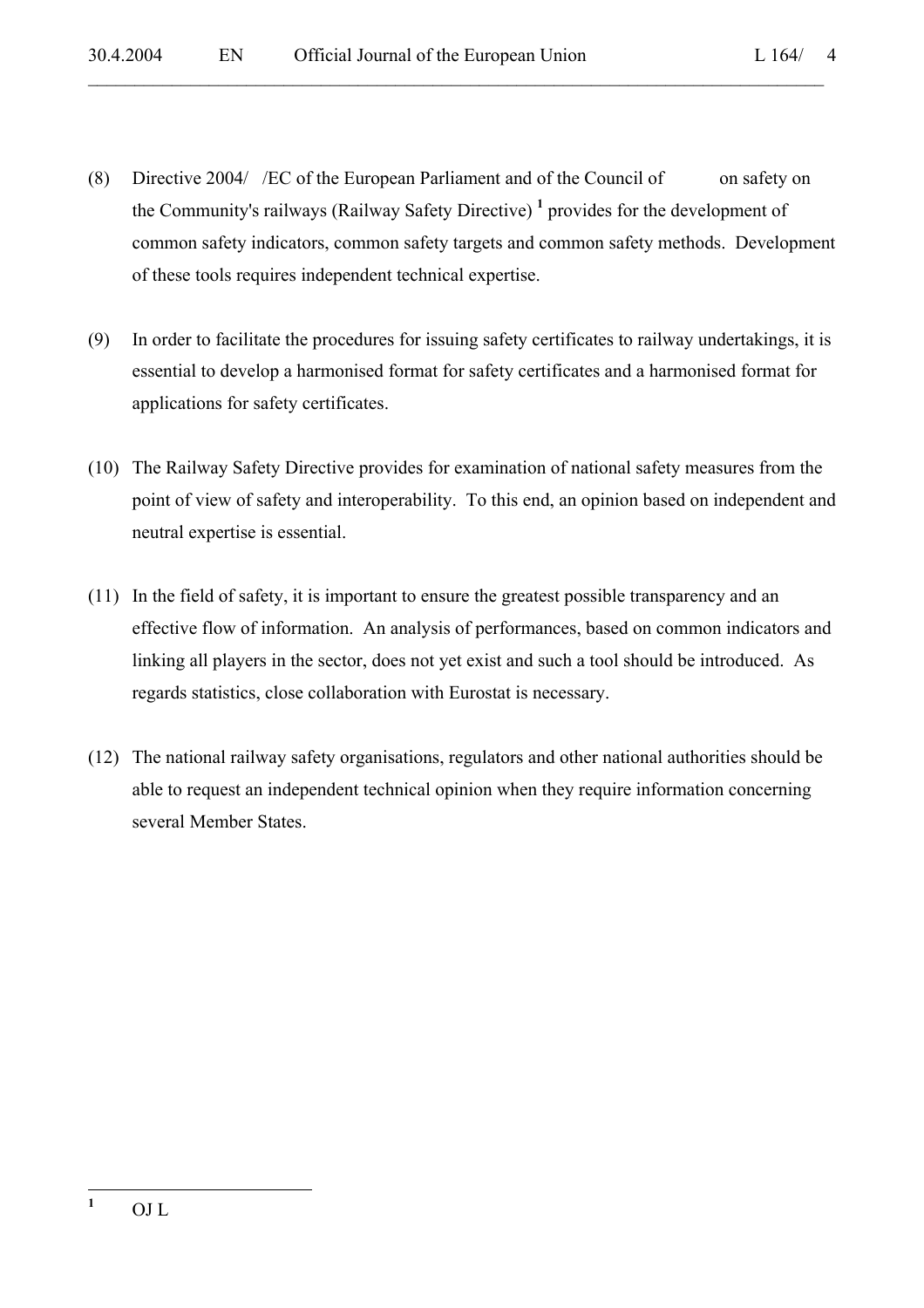(8) Directive 2004/ /EC of the European Parliament and of the Council of on safety on the Community's railways (Railway Safety Directive) [1] provides for the development of common safety indicators, common safety targets and common safety methods. Development of these tools requires independent technical expertise.

(9) In order to facilitate the procedures for issuing safety certificates to railway undertakings, it is essential to develop a harmonised format for safety certificates and a harmonised format for applications for safety certificates.

(10) The Railway Safety Directive provides for examination of national safety measures from the point of view of safety and interoperability. To this end, an opinion based on independent and neutral expertise is essential.

(11) In the field of safety, it is important to ensure the greatest possible transparency and an effective flow of information. An analysis of performances, based on common indicators and linking all players in the sector, does not yet exist and such a tool should be introduced. As regards statistics, close collaboration with Eurostat is necessary.

(12) The national railway safety organisations, regulators and other national authorities should be able to request an independent technical opinion when they require information concerning several Member States.

---

[1] OJ L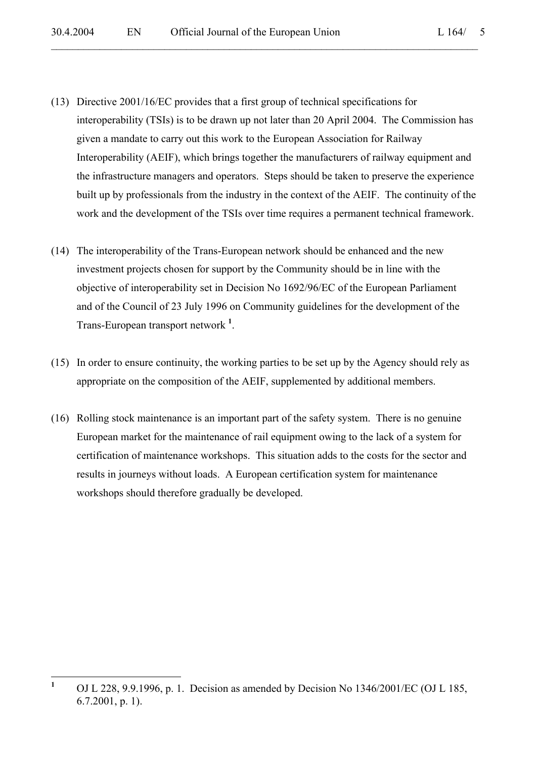(13) Directive 2001/16/EC provides that a first group of technical specifications for interoperability (TSIs) is to be drawn up not later than 20 April 2004. The Commission has given a mandate to carry out this work to the European Association for Railway Interoperability (AEIF), which brings together the manufacturers of railway equipment and the infrastructure managers and operators. Steps should be taken to preserve the experience built up by professionals from the industry in the context of the AEIF. The continuity of the work and the development of the TSIs over time requires a permanent technical framework.

(14) The interoperability of the Trans-European network should be enhanced and the new investment projects chosen for support by the Community should be in line with the objective of interoperability set in Decision No 1692/96/EC of the European Parliament and of the Council of 23 July 1996 on Community guidelines for the development of the Trans-European transport network [1].

(15) In order to ensure continuity, the working parties to be set up by the Agency should rely as appropriate on the composition of the AEIF, supplemented by additional members.

(16) Rolling stock maintenance is an important part of the safety system. There is no genuine European market for the maintenance of rail equipment owing to the lack of a system for certification of maintenance workshops. This situation adds to the costs for the sector and results in journeys without loads. A European certification system for maintenance workshops should therefore gradually be developed.

---

[1] OJ L 228, 9.9.1996, p. 1. Decision as amended by Decision No 1346/2001/EC (OJ L 185, 6.7.2001, p. 1).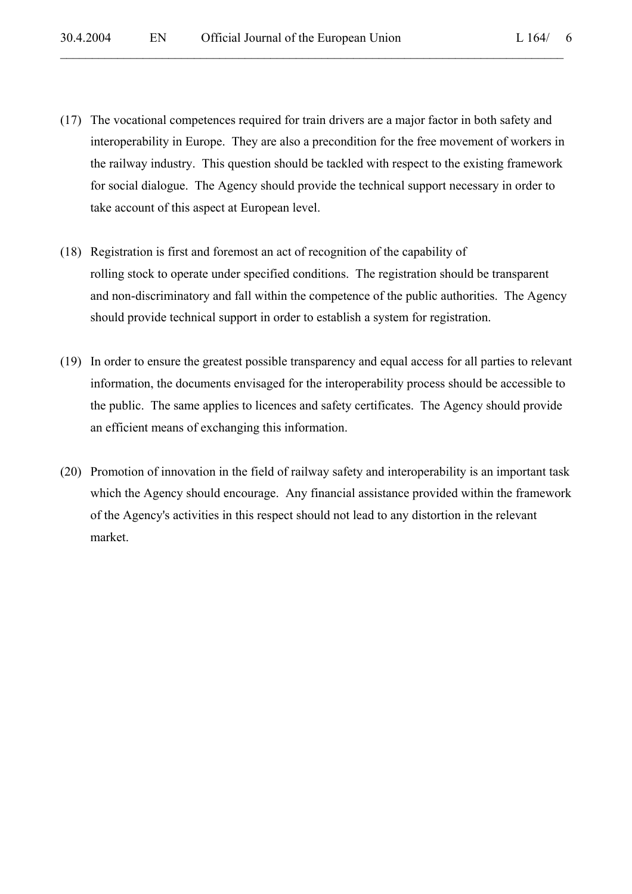(17) The vocational competences required for train drivers are a major factor in both safety and interoperability in Europe. They are also a precondition for the free movement of workers in the railway industry. This question should be tackled with respect to the existing framework for social dialogue. The Agency should provide the technical support necessary in order to take account of this aspect at European level.

(18) Registration is first and foremost an act of recognition of the capability of rolling stock to operate under specified conditions. The registration should be transparent and non-discriminatory and fall within the competence of the public authorities. The Agency should provide technical support in order to establish a system for registration.

(19) In order to ensure the greatest possible transparency and equal access for all parties to relevant information, the documents envisaged for the interoperability process should be accessible to the public. The same applies to licences and safety certificates. The Agency should provide an efficient means of exchanging this information.

(20) Promotion of innovation in the field of railway safety and interoperability is an important task which the Agency should encourage. Any financial assistance provided within the framework of the Agency's activities in this respect should not lead to any distortion in the relevant market.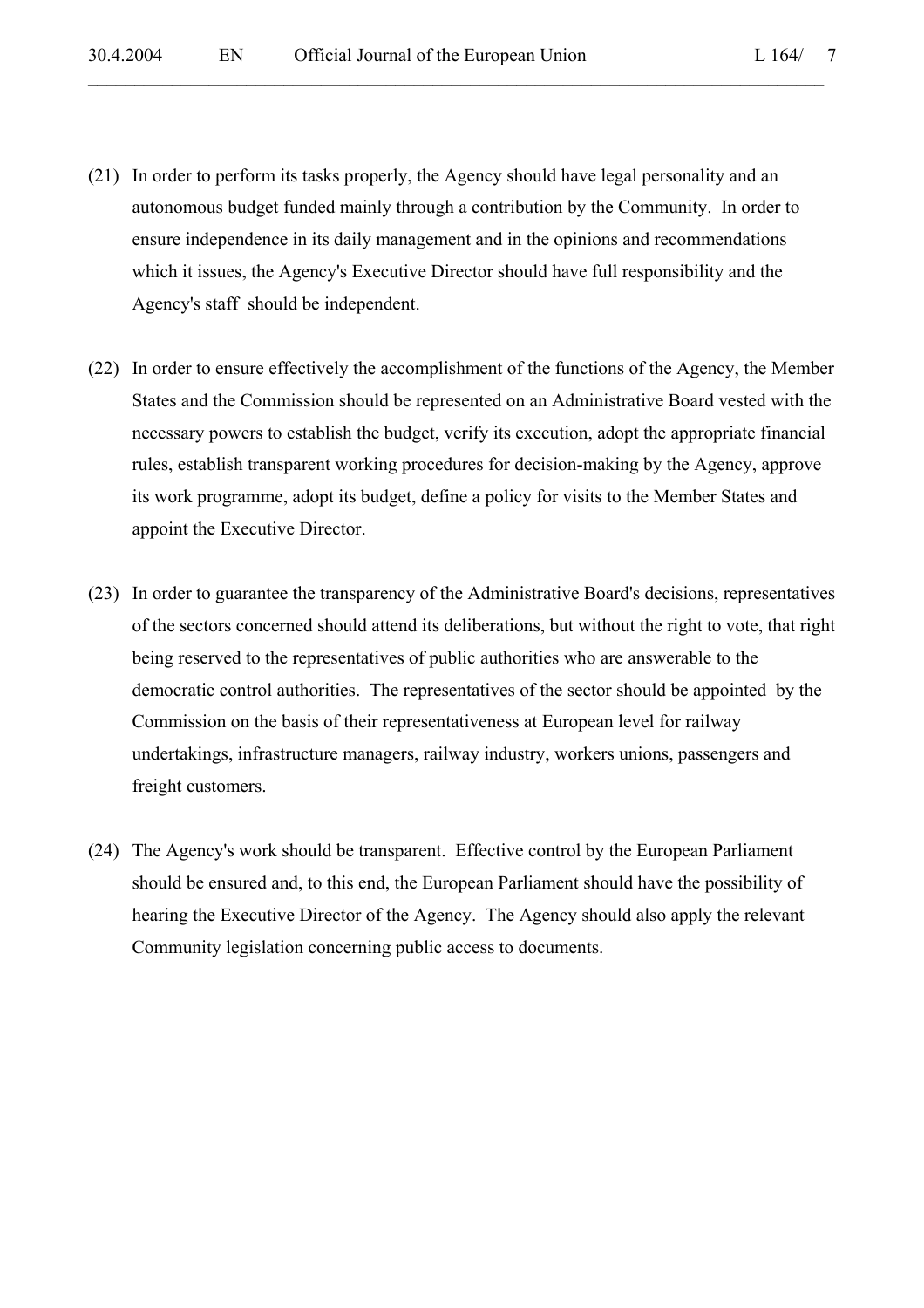(21) In order to perform its tasks properly, the Agency should have legal personality and an autonomous budget funded mainly through a contribution by the Community. In order to ensure independence in its daily management and in the opinions and recommendations which it issues, the Agency's Executive Director should have full responsibility and the Agency's staff should be independent.

(22) In order to ensure effectively the accomplishment of the functions of the Agency, the Member States and the Commission should be represented on an Administrative Board vested with the necessary powers to establish the budget, verify its execution, adopt the appropriate financial rules, establish transparent working procedures for decision-making by the Agency, approve its work programme, adopt its budget, define a policy for visits to the Member States and appoint the Executive Director.

(23) In order to guarantee the transparency of the Administrative Board's decisions, representatives of the sectors concerned should attend its deliberations, but without the right to vote, that right being reserved to the representatives of public authorities who are answerable to the democratic control authorities. The representatives of the sector should be appointed by the Commission on the basis of their representativeness at European level for railway undertakings, infrastructure managers, railway industry, workers unions, passengers and freight customers.

(24) The Agency's work should be transparent. Effective control by the European Parliament should be ensured and, to this end, the European Parliament should have the possibility of hearing the Executive Director of the Agency. The Agency should also apply the relevant Community legislation concerning public access to documents.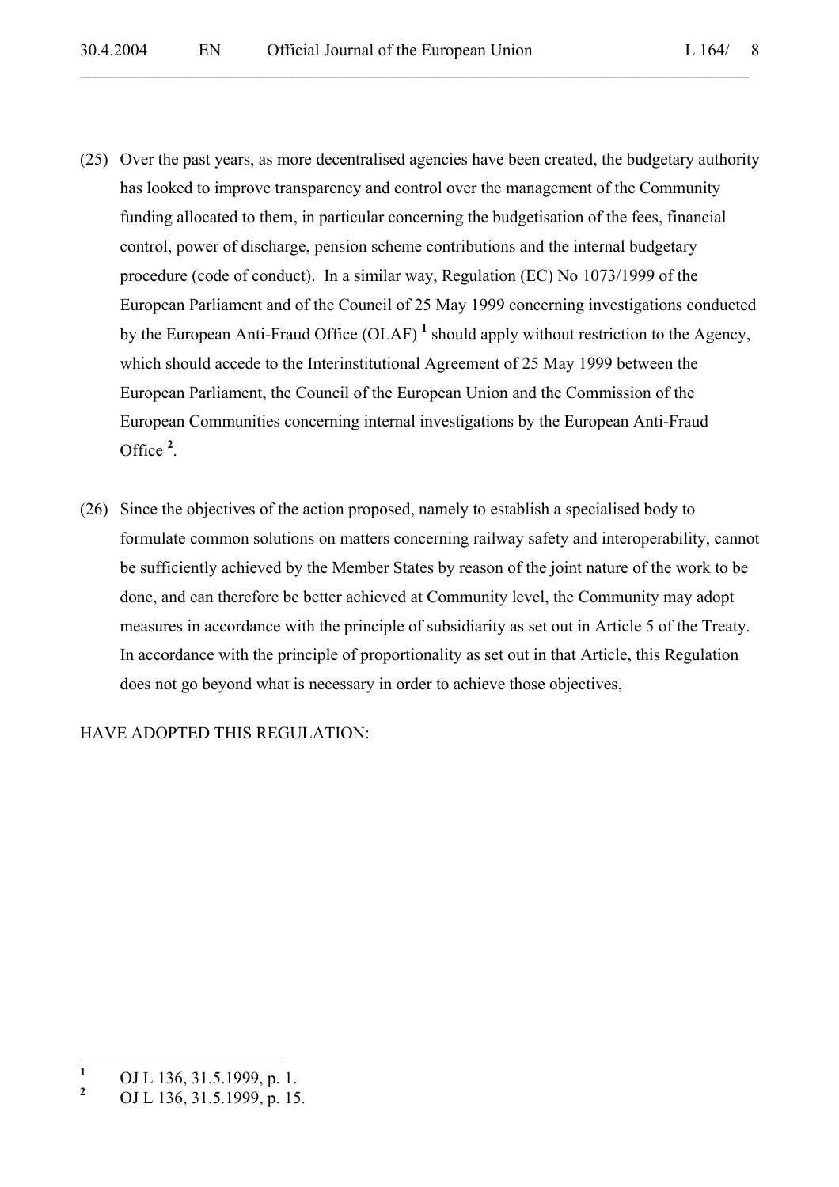(25) Over the past years, as more decentralised agencies have been created, the budgetary authority has looked to improve transparency and control over the management of the Community funding allocated to them, in particular concerning the budgetisation of the fees, financial control, power of discharge, pension scheme contributions and the internal budgetary procedure (code of conduct). In a similar way, Regulation (EC) No 1073/1999 of the European Parliament and of the Council of 25 May 1999 concerning investigations conducted by the European Anti-Fraud Office (OLAF) [1] should apply without restriction to the Agency, which should accede to the Interinstitutional Agreement of 25 May 1999 between the European Parliament, the Council of the European Union and the Commission of the European Communities concerning internal investigations by the European Anti-Fraud Office [2].

(26) Since the objectives of the action proposed, namely to establish a specialised body to formulate common solutions on matters concerning railway safety and interoperability, cannot be sufficiently achieved by the Member States by reason of the joint nature of the work to be done, and can therefore be better achieved at Community level, the Community may adopt measures in accordance with the principle of subsidiarity as set out in Article 5 of the Treaty. In accordance with the principle of proportionality as set out in that Article, this Regulation does not go beyond what is necessary in order to achieve those objectives,

HAVE ADOPTED THIS REGULATION:

---

[1] OJ L 136, 31.5.1999, p. 1.

[2] OJ L 136, 31.5.1999, p. 15.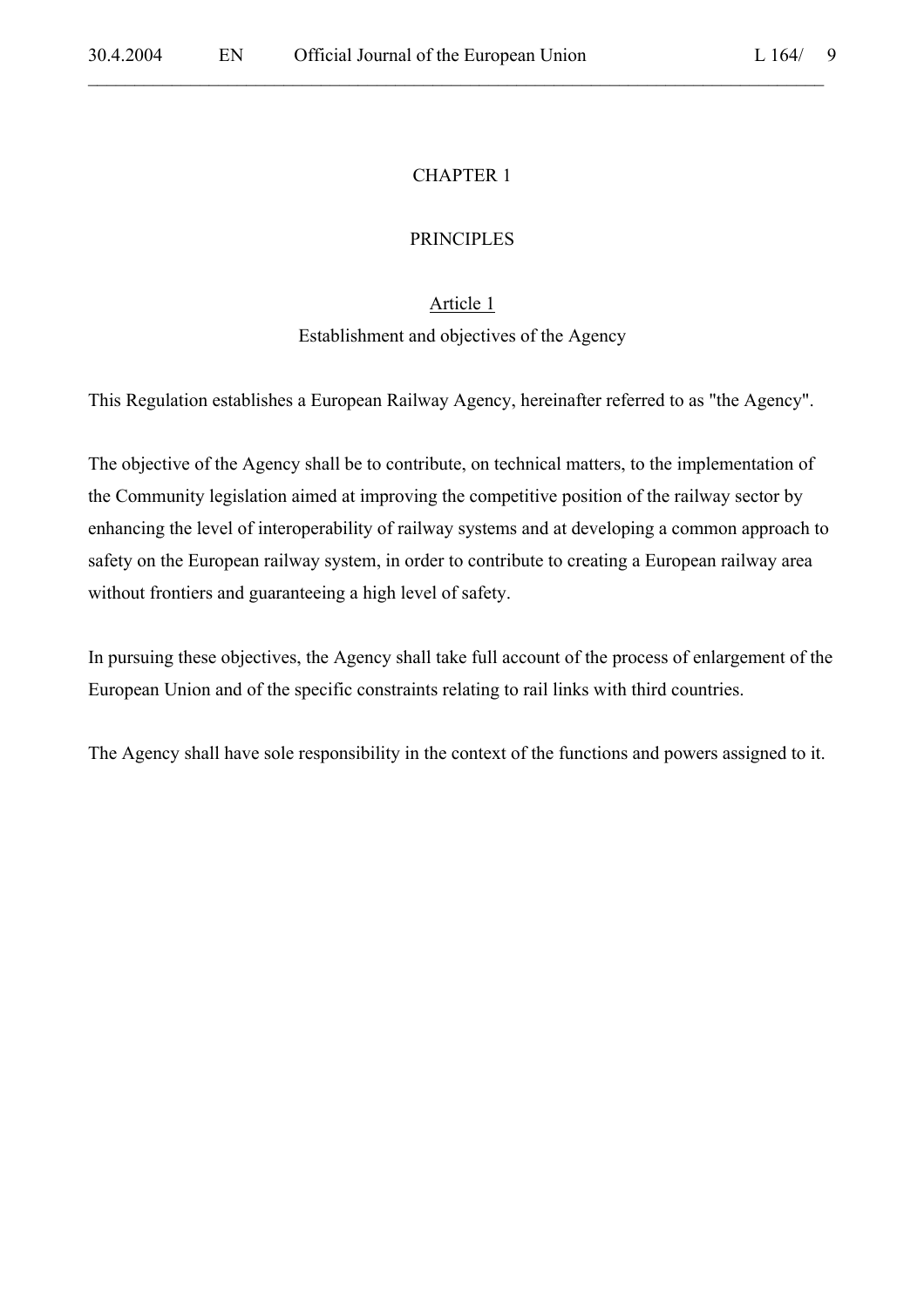# CHAPTER 1

# PRINCIPLES

## Article 1

### Establishment and objectives of the Agency

This Regulation establishes a European Railway Agency, hereinafter referred to as "the Agency".

The objective of the Agency shall be to contribute, on technical matters, to the implementation of the Community legislation aimed at improving the competitive position of the railway sector by enhancing the level of interoperability of railway systems and at developing a common approach to safety on the European railway system, in order to contribute to creating a European railway area without frontiers and guaranteeing a high level of safety.

In pursuing these objectives, the Agency shall take full account of the process of enlargement of the European Union and of the specific constraints relating to rail links with third countries.

The Agency shall have sole responsibility in the context of the functions and powers assigned to it.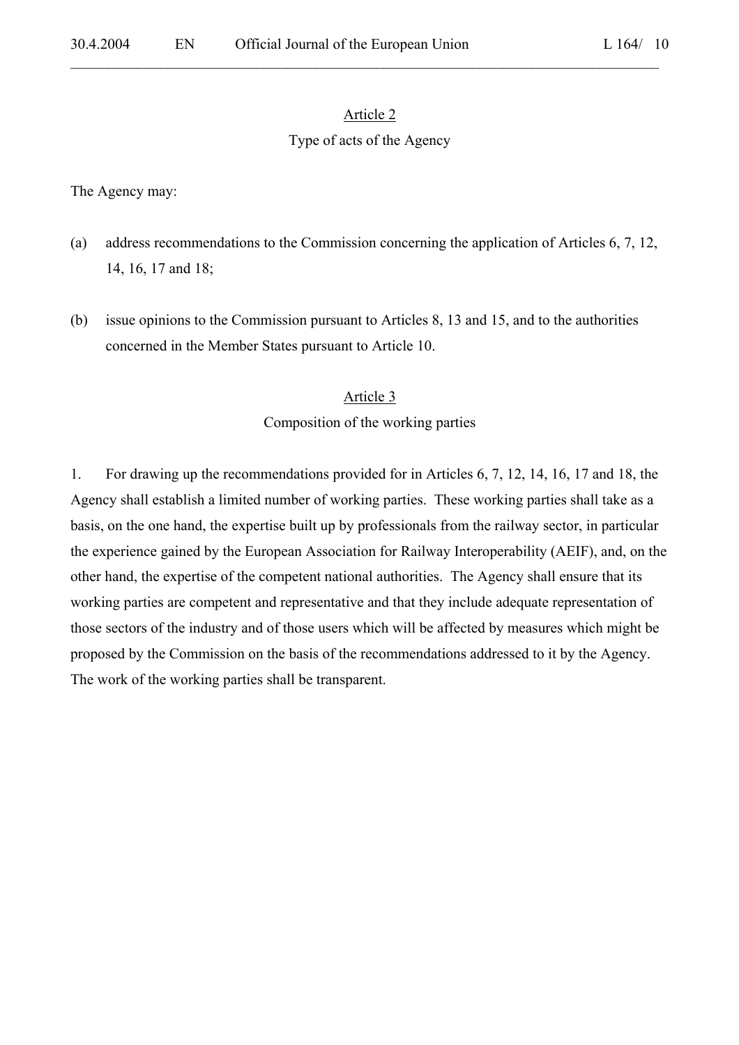## Article 2

### Type of acts of the Agency

The Agency may:

(a) address recommendations to the Commission concerning the application of Articles 6, 7, 12, 14, 16, 17 and 18;

(b) issue opinions to the Commission pursuant to Articles 8, 13 and 15, and to the authorities concerned in the Member States pursuant to Article 10.

## Article 3

### Composition of the working parties

1. For drawing up the recommendations provided for in Articles 6, 7, 12, 14, 16, 17 and 18, the Agency shall establish a limited number of working parties. These working parties shall take as a basis, on the one hand, the expertise built up by professionals from the railway sector, in particular the experience gained by the European Association for Railway Interoperability (AEIF), and, on the other hand, the expertise of the competent national authorities. The Agency shall ensure that its working parties are competent and representative and that they include adequate representation of those sectors of the industry and of those users which will be affected by measures which might be proposed by the Commission on the basis of the recommendations addressed to it by the Agency. The work of the working parties shall be transparent.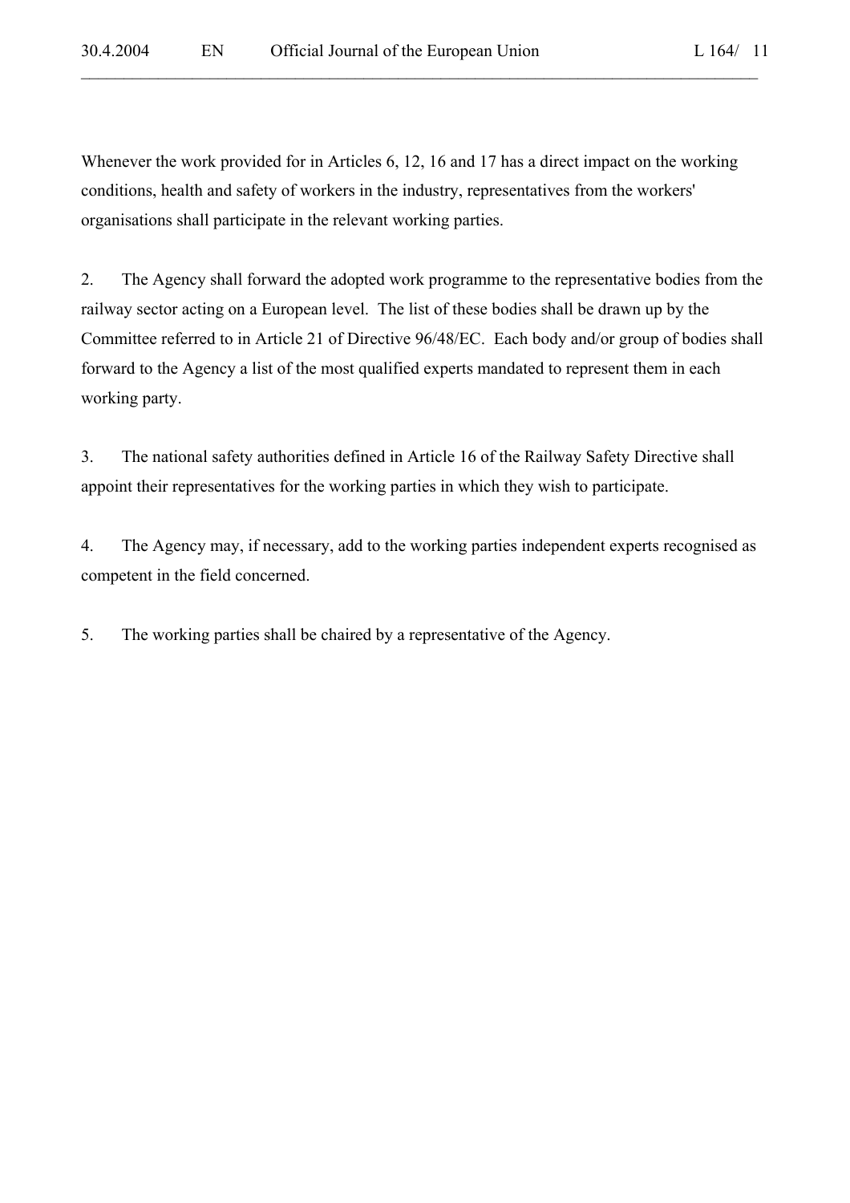Whenever the work provided for in Articles 6, 12, 16 and 17 has a direct impact on the working conditions, health and safety of workers in the industry, representatives from the workers' organisations shall participate in the relevant working parties.

2. The Agency shall forward the adopted work programme to the representative bodies from the railway sector acting on a European level. The list of these bodies shall be drawn up by the Committee referred to in Article 21 of Directive 96/48/EC. Each body and/or group of bodies shall forward to the Agency a list of the most qualified experts mandated to represent them in each working party.

3. The national safety authorities defined in Article 16 of the Railway Safety Directive shall appoint their representatives for the working parties in which they wish to participate.

4. The Agency may, if necessary, add to the working parties independent experts recognised as competent in the field concerned.

5. The working parties shall be chaired by a representative of the Agency.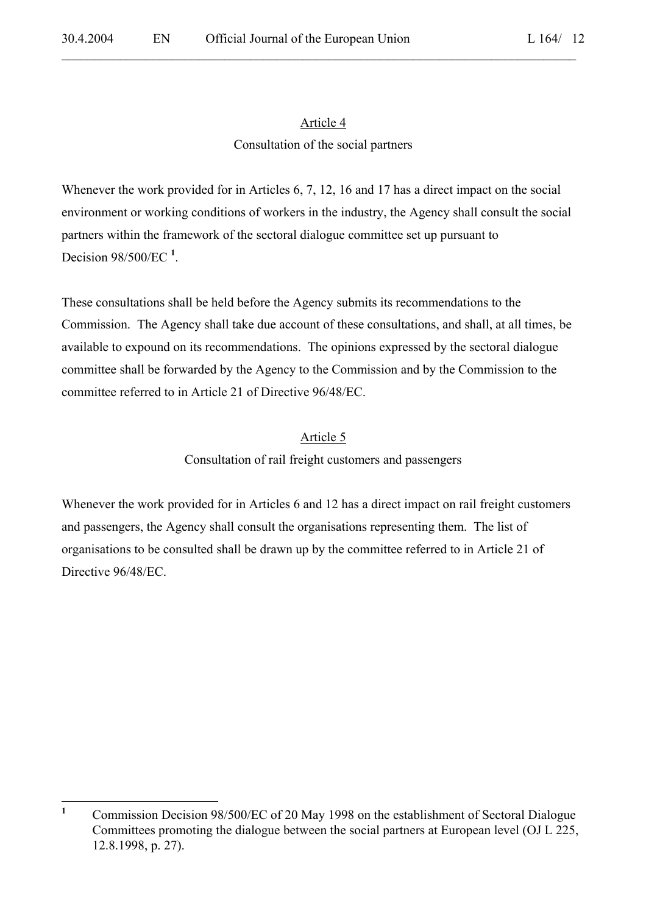## Article 4

### Consultation of the social partners

Whenever the work provided for in Articles 6, 7, 12, 16 and 17 has a direct impact on the social environment or working conditions of workers in the industry, the Agency shall consult the social partners within the framework of the sectoral dialogue committee set up pursuant to Decision 98/500/EC [1].

These consultations shall be held before the Agency submits its recommendations to the Commission. The Agency shall take due account of these consultations, and shall, at all times, be available to expound on its recommendations. The opinions expressed by the sectoral dialogue committee shall be forwarded by the Agency to the Commission and by the Commission to the committee referred to in Article 21 of Directive 96/48/EC.

## Article 5

### Consultation of rail freight customers and passengers

Whenever the work provided for in Articles 6 and 12 has a direct impact on rail freight customers and passengers, the Agency shall consult the organisations representing them. The list of organisations to be consulted shall be drawn up by the committee referred to in Article 21 of Directive 96/48/EC.

---

[1] Commission Decision 98/500/EC of 20 May 1998 on the establishment of Sectoral Dialogue Committees promoting the dialogue between the social partners at European level (OJ L 225, 12.8.1998, p. 27).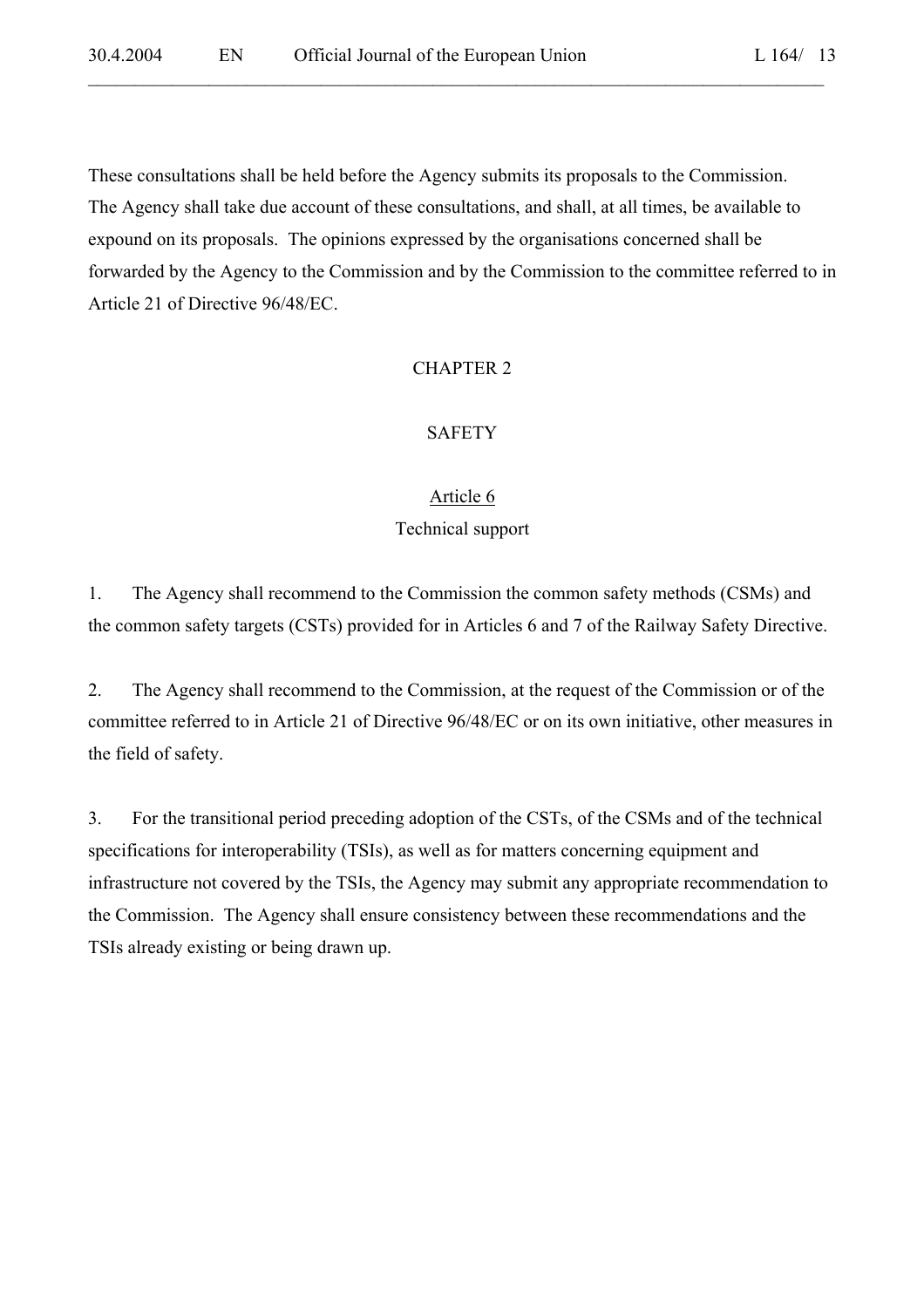These consultations shall be held before the Agency submits its proposals to the Commission. The Agency shall take due account of these consultations, and shall, at all times, be available to expound on its proposals. The opinions expressed by the organisations concerned shall be forwarded by the Agency to the Commission and by the Commission to the committee referred to in Article 21 of Directive 96/48/EC.

## CHAPTER 2

## SAFETY

### Article 6

### Technical support

1. The Agency shall recommend to the Commission the common safety methods (CSMs) and the common safety targets (CSTs) provided for in Articles 6 and 7 of the Railway Safety Directive.

2. The Agency shall recommend to the Commission, at the request of the Commission or of the committee referred to in Article 21 of Directive 96/48/EC or on its own initiative, other measures in the field of safety.

3. For the transitional period preceding adoption of the CSTs, of the CSMs and of the technical specifications for interoperability (TSIs), as well as for matters concerning equipment and infrastructure not covered by the TSIs, the Agency may submit any appropriate recommendation to the Commission. The Agency shall ensure consistency between these recommendations and the TSIs already existing or being drawn up.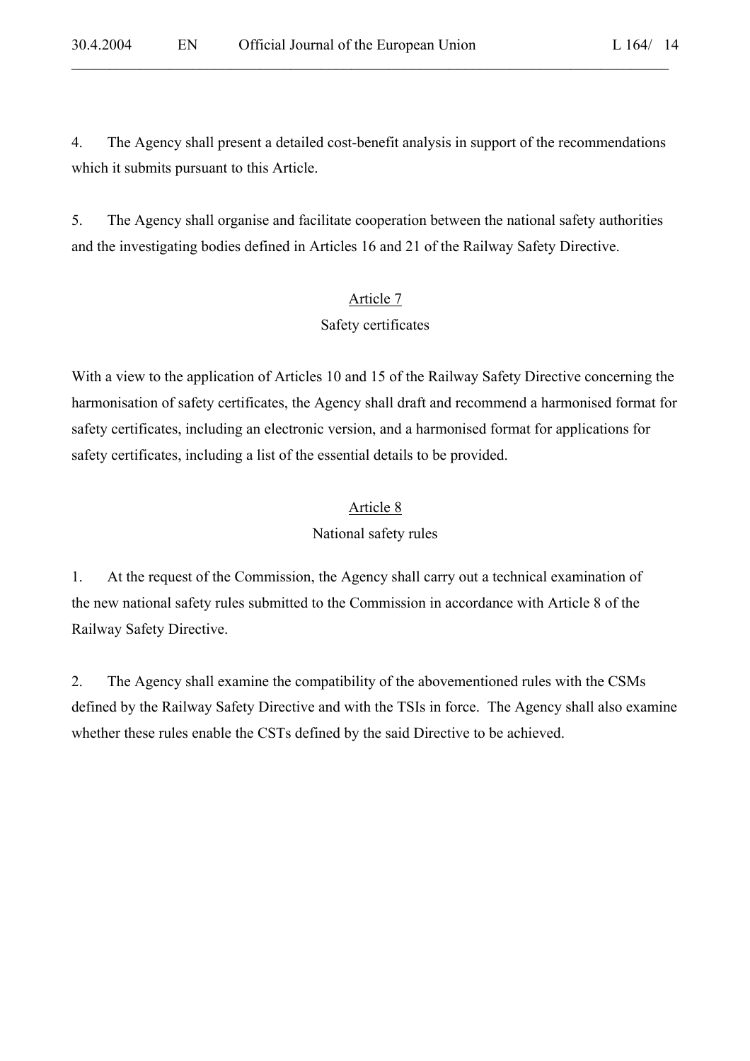4. The Agency shall present a detailed cost-benefit analysis in support of the recommendations which it submits pursuant to this Article.

5. The Agency shall organise and facilitate cooperation between the national safety authorities and the investigating bodies defined in Articles 16 and 21 of the Railway Safety Directive.

## Article 7

### Safety certificates

With a view to the application of Articles 10 and 15 of the Railway Safety Directive concerning the harmonisation of safety certificates, the Agency shall draft and recommend a harmonised format for safety certificates, including an electronic version, and a harmonised format for applications for safety certificates, including a list of the essential details to be provided.

## Article 8

### National safety rules

1. At the request of the Commission, the Agency shall carry out a technical examination of the new national safety rules submitted to the Commission in accordance with Article 8 of the Railway Safety Directive.

2. The Agency shall examine the compatibility of the abovementioned rules with the CSMs defined by the Railway Safety Directive and with the TSIs in force. The Agency shall also examine whether these rules enable the CSTs defined by the said Directive to be achieved.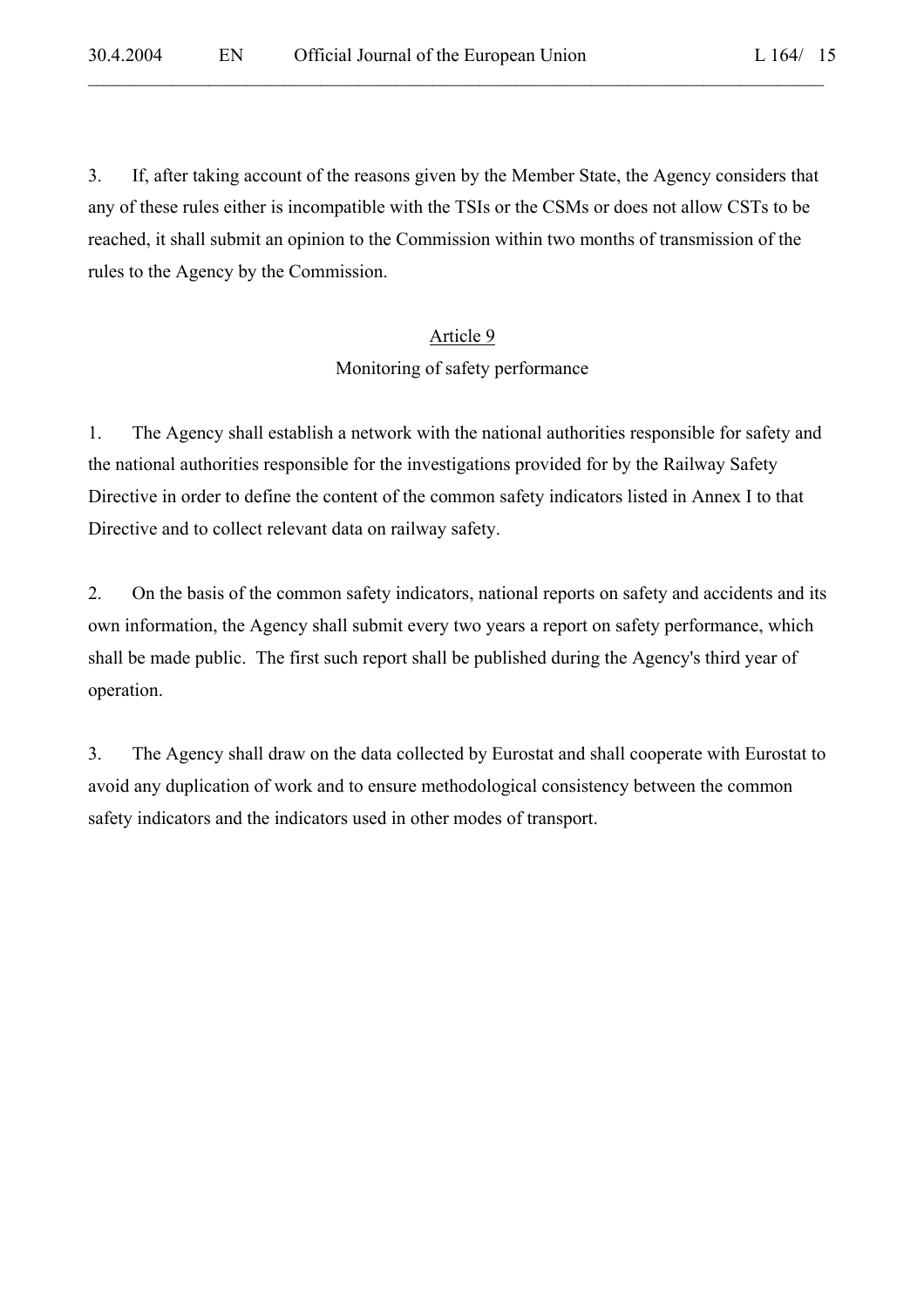3. If, after taking account of the reasons given by the Member State, the Agency considers that any of these rules either is incompatible with the TSIs or the CSMs or does not allow CSTs to be reached, it shall submit an opinion to the Commission within two months of transmission of the rules to the Agency by the Commission.

## Article 9

### Monitoring of safety performance

1. The Agency shall establish a network with the national authorities responsible for safety and the national authorities responsible for the investigations provided for by the Railway Safety Directive in order to define the content of the common safety indicators listed in Annex I to that Directive and to collect relevant data on railway safety.

2. On the basis of the common safety indicators, national reports on safety and accidents and its own information, the Agency shall submit every two years a report on safety performance, which shall be made public. The first such report shall be published during the Agency's third year of operation.

3. The Agency shall draw on the data collected by Eurostat and shall cooperate with Eurostat to avoid any duplication of work and to ensure methodological consistency between the common safety indicators and the indicators used in other modes of transport.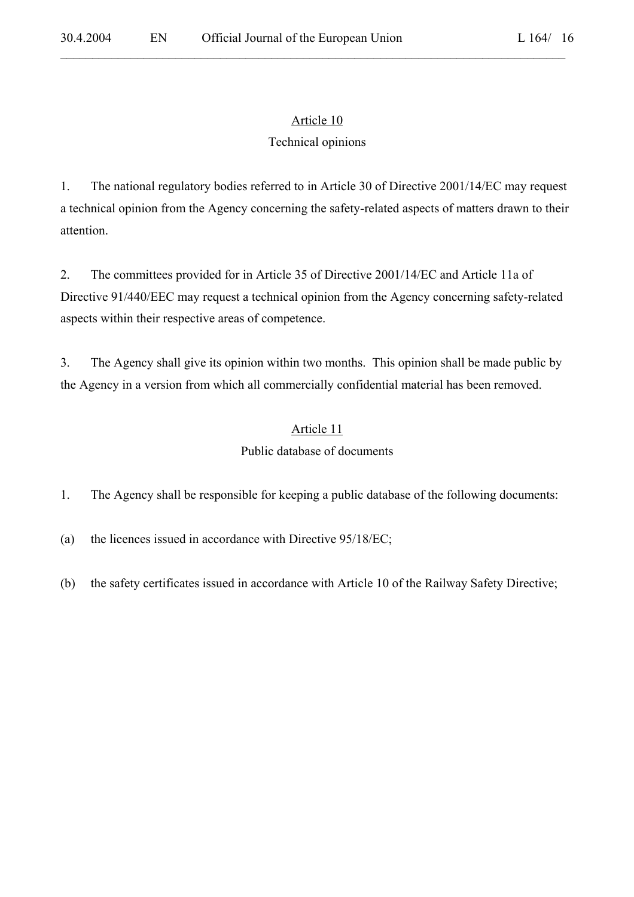## Article 10

### Technical opinions

1. The national regulatory bodies referred to in Article 30 of Directive 2001/14/EC may request a technical opinion from the Agency concerning the safety-related aspects of matters drawn to their attention.

2. The committees provided for in Article 35 of Directive 2001/14/EC and Article 11a of Directive 91/440/EEC may request a technical opinion from the Agency concerning safety-related aspects within their respective areas of competence.

3. The Agency shall give its opinion within two months. This opinion shall be made public by the Agency in a version from which all commercially confidential material has been removed.

## Article 11

### Public database of documents

1. The Agency shall be responsible for keeping a public database of the following documents:

(a) the licences issued in accordance with Directive 95/18/EC;

(b) the safety certificates issued in accordance with Article 10 of the Railway Safety Directive;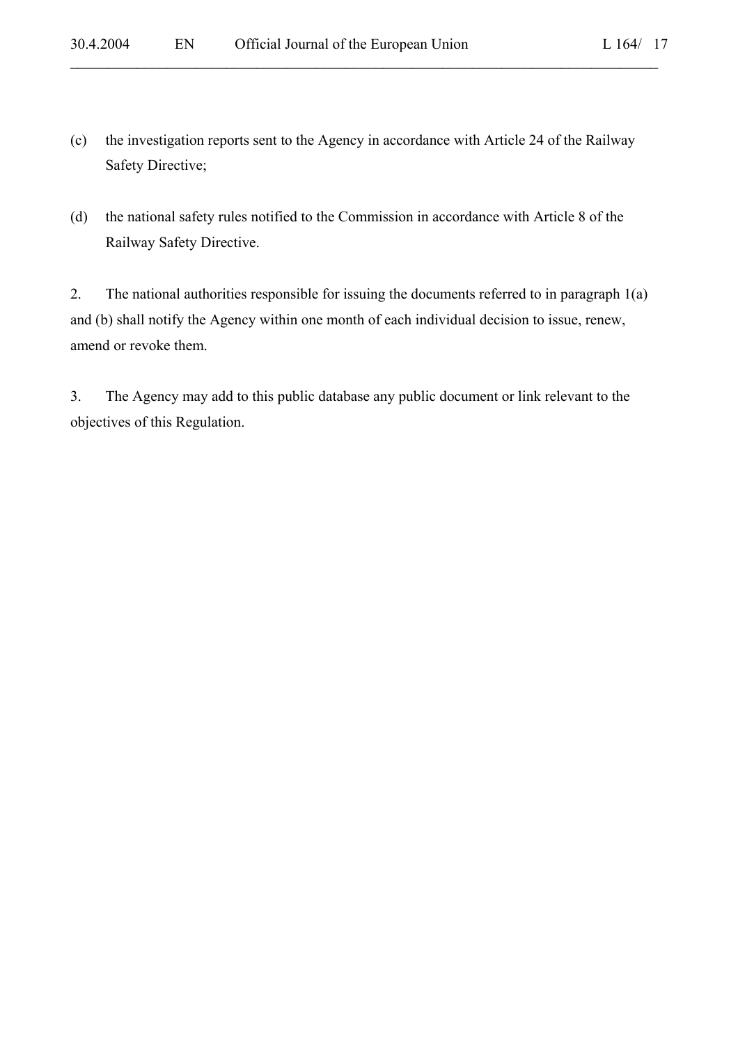(c) the investigation reports sent to the Agency in accordance with Article 24 of the Railway Safety Directive;

(d) the national safety rules notified to the Commission in accordance with Article 8 of the Railway Safety Directive.

2. The national authorities responsible for issuing the documents referred to in paragraph 1(a) and (b) shall notify the Agency within one month of each individual decision to issue, renew, amend or revoke them.

3. The Agency may add to this public database any public document or link relevant to the objectives of this Regulation.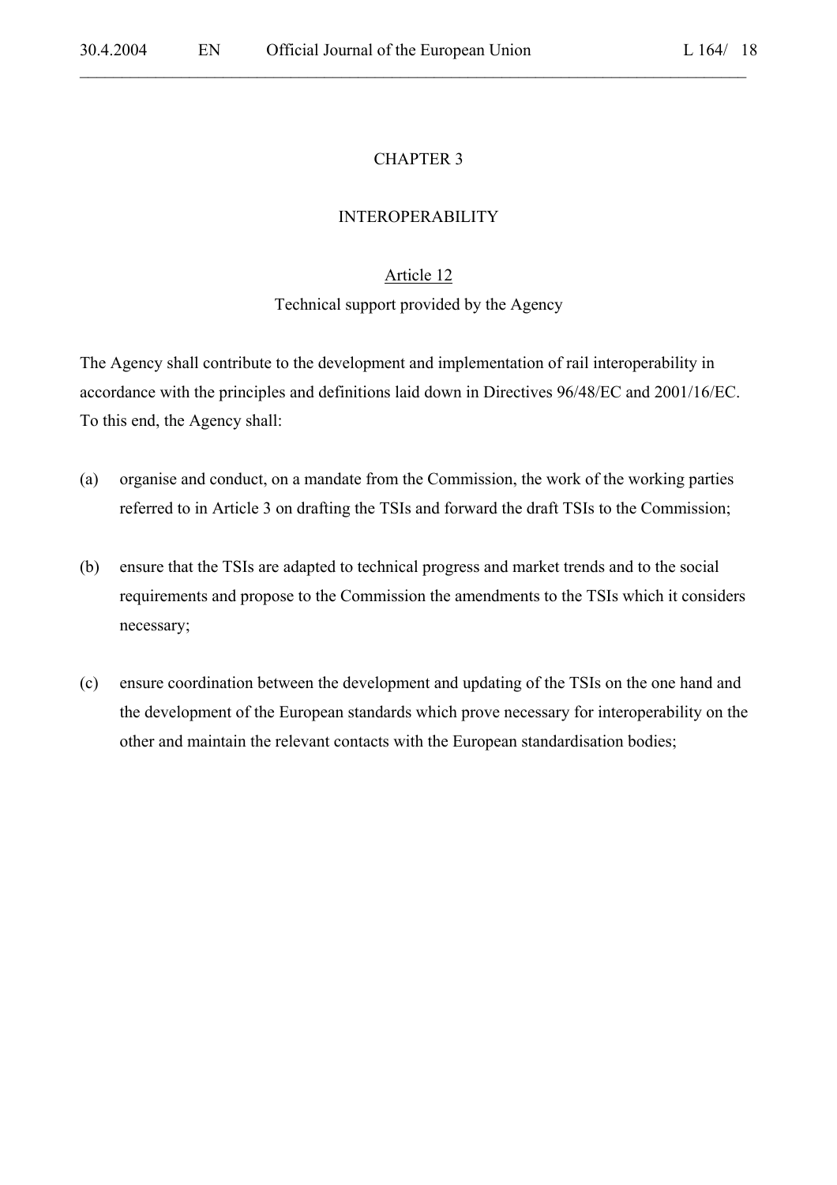## CHAPTER 3

## INTEROPERABILITY

### Article 12
### Technical support provided by the Agency

The Agency shall contribute to the development and implementation of rail interoperability in accordance with the principles and definitions laid down in Directives 96/48/EC and 2001/16/EC. To this end, the Agency shall:

(a) organise and conduct, on a mandate from the Commission, the work of the working parties referred to in Article 3 on drafting the TSIs and forward the draft TSIs to the Commission;

(b) ensure that the TSIs are adapted to technical progress and market trends and to the social requirements and propose to the Commission the amendments to the TSIs which it considers necessary;

(c) ensure coordination between the development and updating of the TSIs on the one hand and the development of the European standards which prove necessary for interoperability on the other and maintain the relevant contacts with the European standardisation bodies;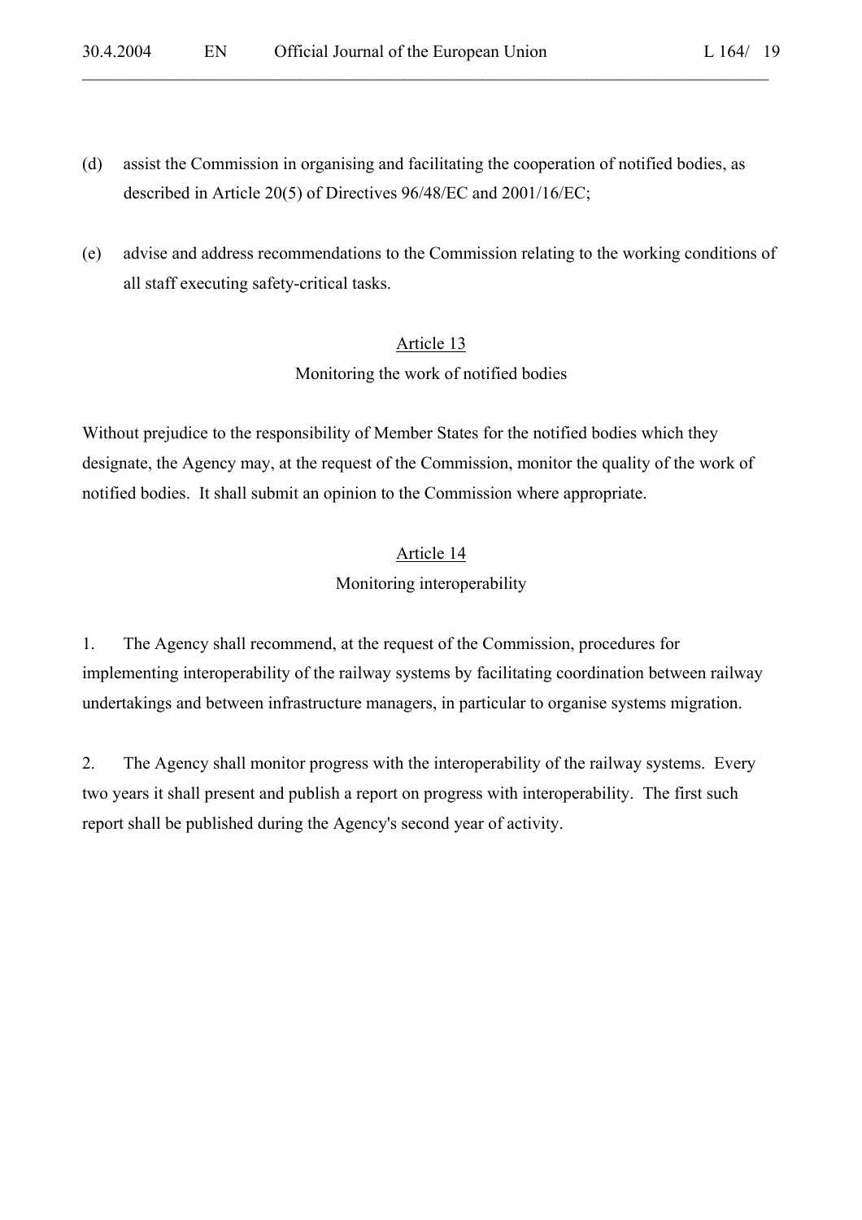(d) assist the Commission in organising and facilitating the cooperation of notified bodies, as described in Article 20(5) of Directives 96/48/EC and 2001/16/EC;

(e) advise and address recommendations to the Commission relating to the working conditions of all staff executing safety-critical tasks.

## Article 13

### Monitoring the work of notified bodies

Without prejudice to the responsibility of Member States for the notified bodies which they designate, the Agency may, at the request of the Commission, monitor the quality of the work of notified bodies. It shall submit an opinion to the Commission where appropriate.

## Article 14

### Monitoring interoperability

1. The Agency shall recommend, at the request of the Commission, procedures for implementing interoperability of the railway systems by facilitating coordination between railway undertakings and between infrastructure managers, in particular to organise systems migration.

2. The Agency shall monitor progress with the interoperability of the railway systems. Every two years it shall present and publish a report on progress with interoperability. The first such report shall be published during the Agency's second year of activity.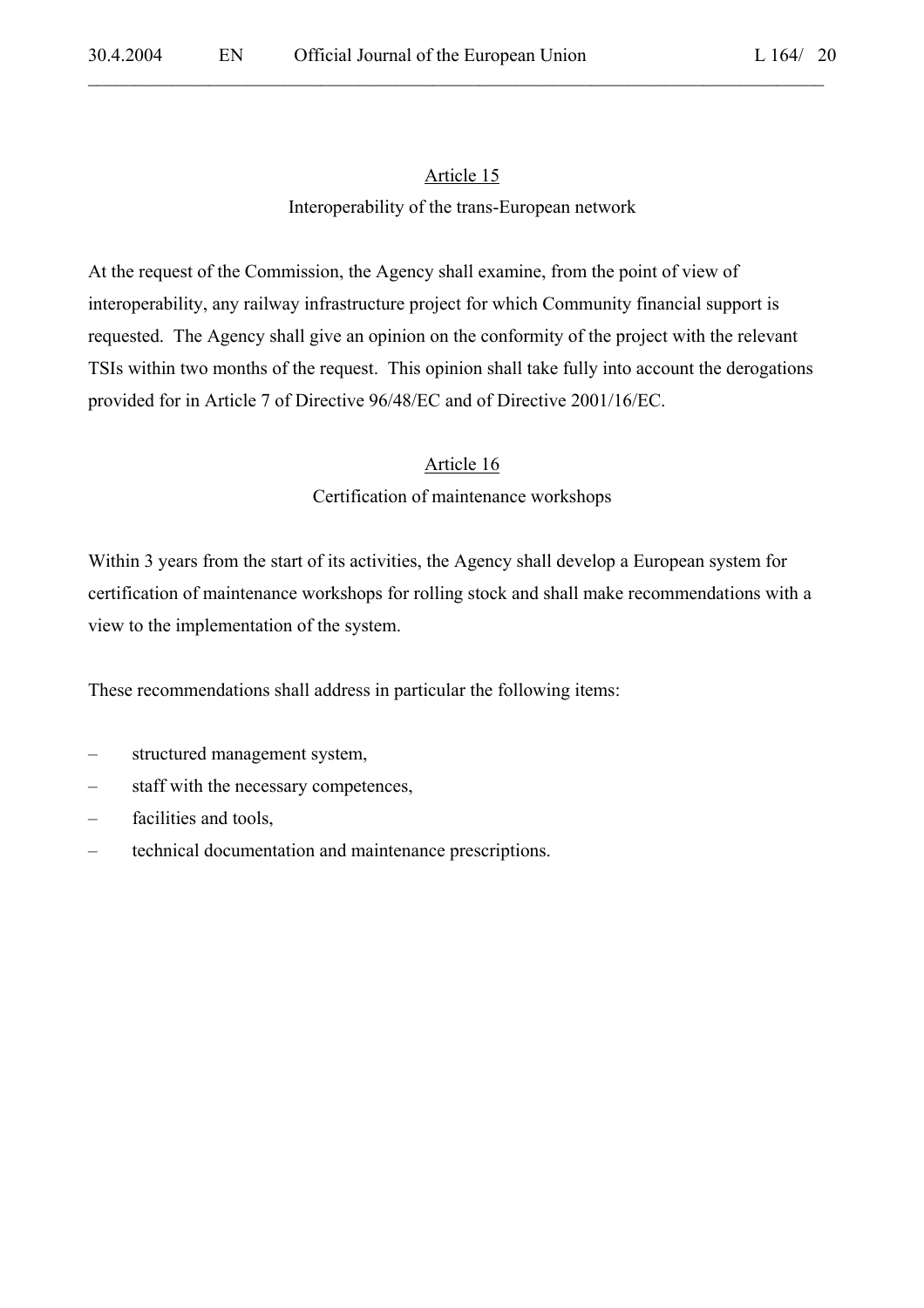## Article 15

### Interoperability of the trans-European network

At the request of the Commission, the Agency shall examine, from the point of view of interoperability, any railway infrastructure project for which Community financial support is requested. The Agency shall give an opinion on the conformity of the project with the relevant TSIs within two months of the request. This opinion shall take fully into account the derogations provided for in Article 7 of Directive 96/48/EC and of Directive 2001/16/EC.

## Article 16

### Certification of maintenance workshops

Within 3 years from the start of its activities, the Agency shall develop a European system for certification of maintenance workshops for rolling stock and shall make recommendations with a view to the implementation of the system.

These recommendations shall address in particular the following items:

– structured management system,
– staff with the necessary competences,
– facilities and tools,
– technical documentation and maintenance prescriptions.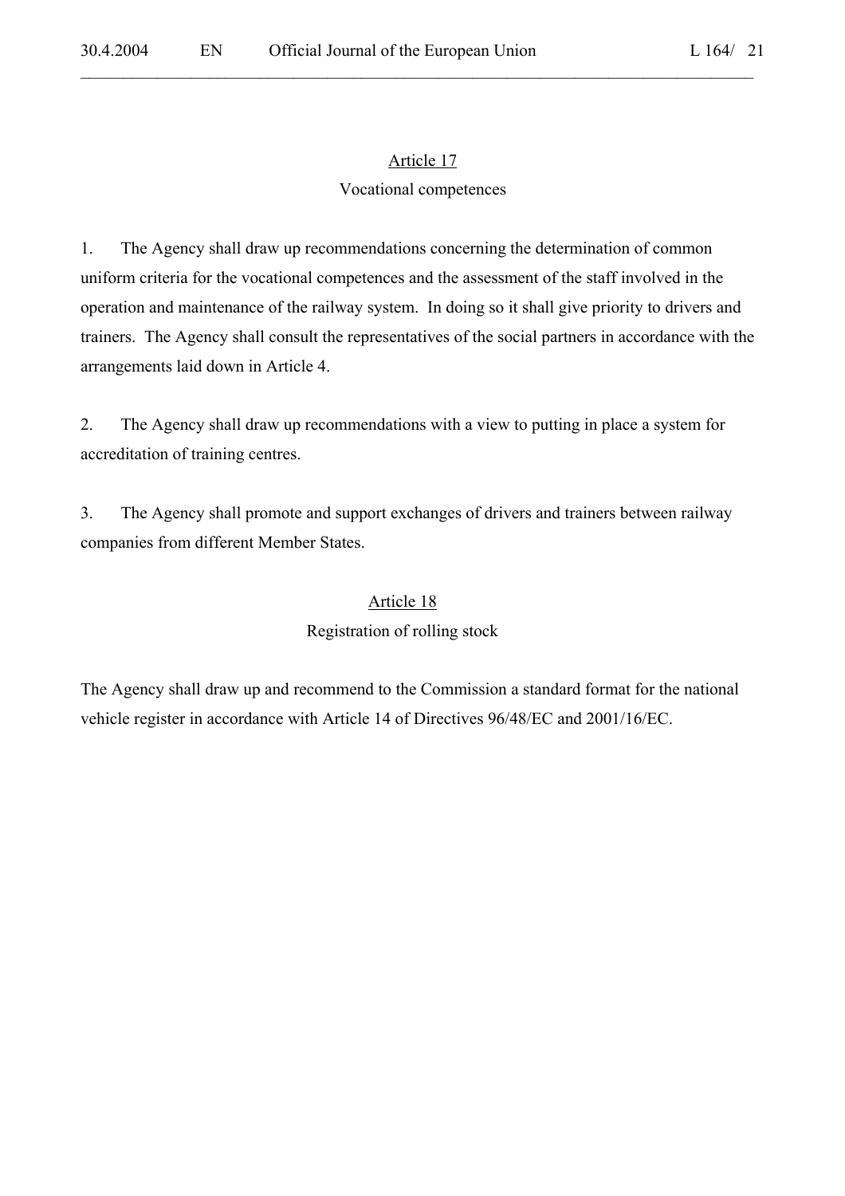## Article 17

### Vocational competences

1. The Agency shall draw up recommendations concerning the determination of common uniform criteria for the vocational competences and the assessment of the staff involved in the operation and maintenance of the railway system. In doing so it shall give priority to drivers and trainers. The Agency shall consult the representatives of the social partners in accordance with the arrangements laid down in Article 4.

2. The Agency shall draw up recommendations with a view to putting in place a system for accreditation of training centres.

3. The Agency shall promote and support exchanges of drivers and trainers between railway companies from different Member States.

## Article 18

### Registration of rolling stock

The Agency shall draw up and recommend to the Commission a standard format for the national vehicle register in accordance with Article 14 of Directives 96/48/EC and 2001/16/EC.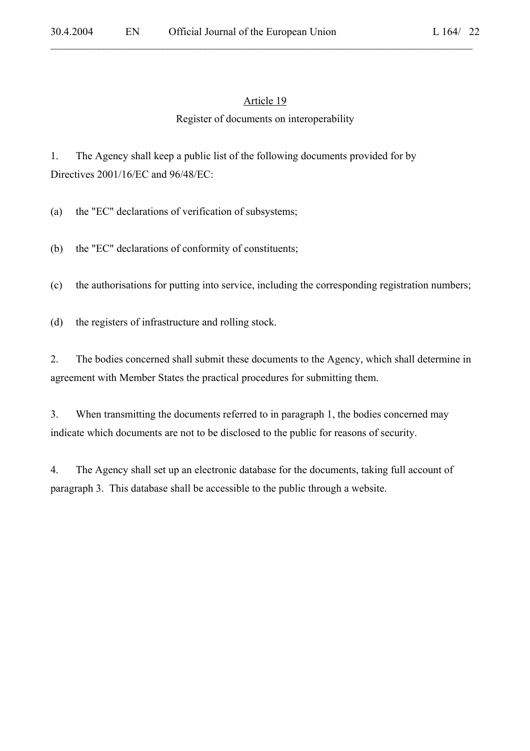## Article 19

### Register of documents on interoperability

1. The Agency shall keep a public list of the following documents provided for by Directives 2001/16/EC and 96/48/EC:

(a) the "EC" declarations of verification of subsystems;

(b) the "EC" declarations of conformity of constituents;

(c) the authorisations for putting into service, including the corresponding registration numbers;

(d) the registers of infrastructure and rolling stock.

2. The bodies concerned shall submit these documents to the Agency, which shall determine in agreement with Member States the practical procedures for submitting them.

3. When transmitting the documents referred to in paragraph 1, the bodies concerned may indicate which documents are not to be disclosed to the public for reasons of security.

4. The Agency shall set up an electronic database for the documents, taking full account of paragraph 3. This database shall be accessible to the public through a website.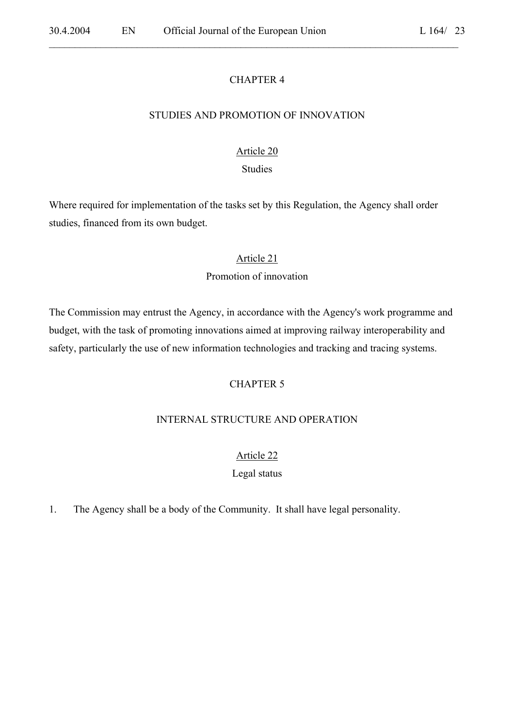## CHAPTER 4

## STUDIES AND PROMOTION OF INNOVATION

### Article 20
### Studies

Where required for implementation of the tasks set by this Regulation, the Agency shall order studies, financed from its own budget.

### Article 21
### Promotion of innovation

The Commission may entrust the Agency, in accordance with the Agency's work programme and budget, with the task of promoting innovations aimed at improving railway interoperability and safety, particularly the use of new information technologies and tracking and tracing systems.

## CHAPTER 5

## INTERNAL STRUCTURE AND OPERATION

### Article 22
### Legal status

1. The Agency shall be a body of the Community. It shall have legal personality.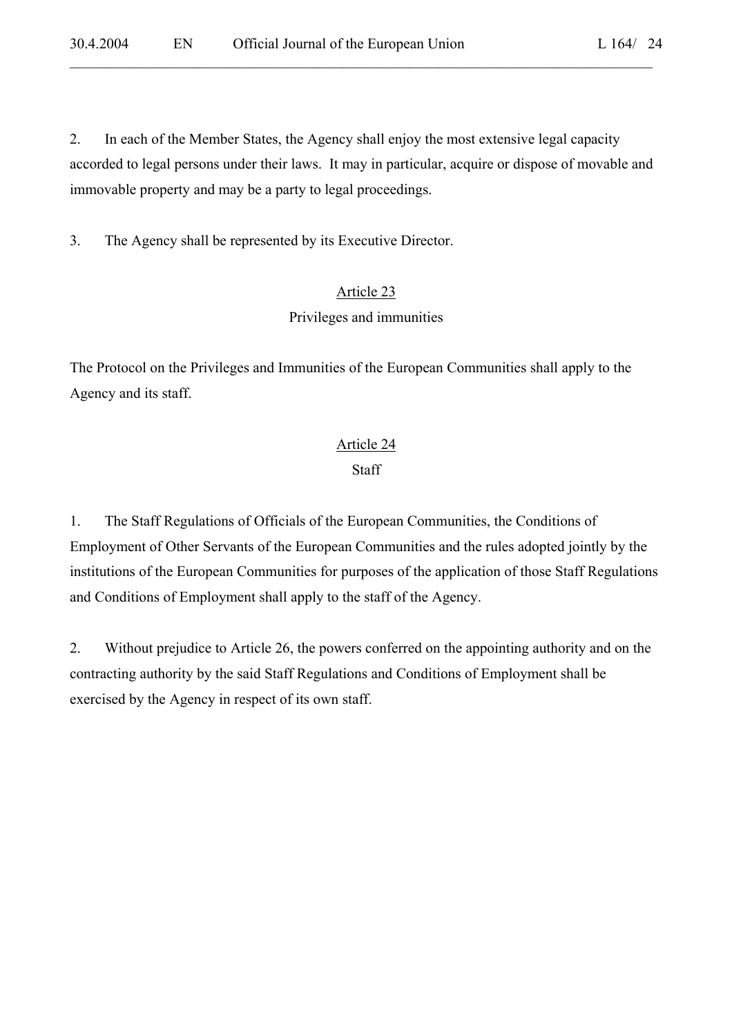2. In each of the Member States, the Agency shall enjoy the most extensive legal capacity accorded to legal persons under their laws. It may in particular, acquire or dispose of movable and immovable property and may be a party to legal proceedings.

3. The Agency shall be represented by its Executive Director.

## Article 23
### Privileges and immunities

The Protocol on the Privileges and Immunities of the European Communities shall apply to the Agency and its staff.

## Article 24
### Staff

1. The Staff Regulations of Officials of the European Communities, the Conditions of Employment of Other Servants of the European Communities and the rules adopted jointly by the institutions of the European Communities for purposes of the application of those Staff Regulations and Conditions of Employment shall apply to the staff of the Agency.

2. Without prejudice to Article 26, the powers conferred on the appointing authority and on the contracting authority by the said Staff Regulations and Conditions of Employment shall be exercised by the Agency in respect of its own staff.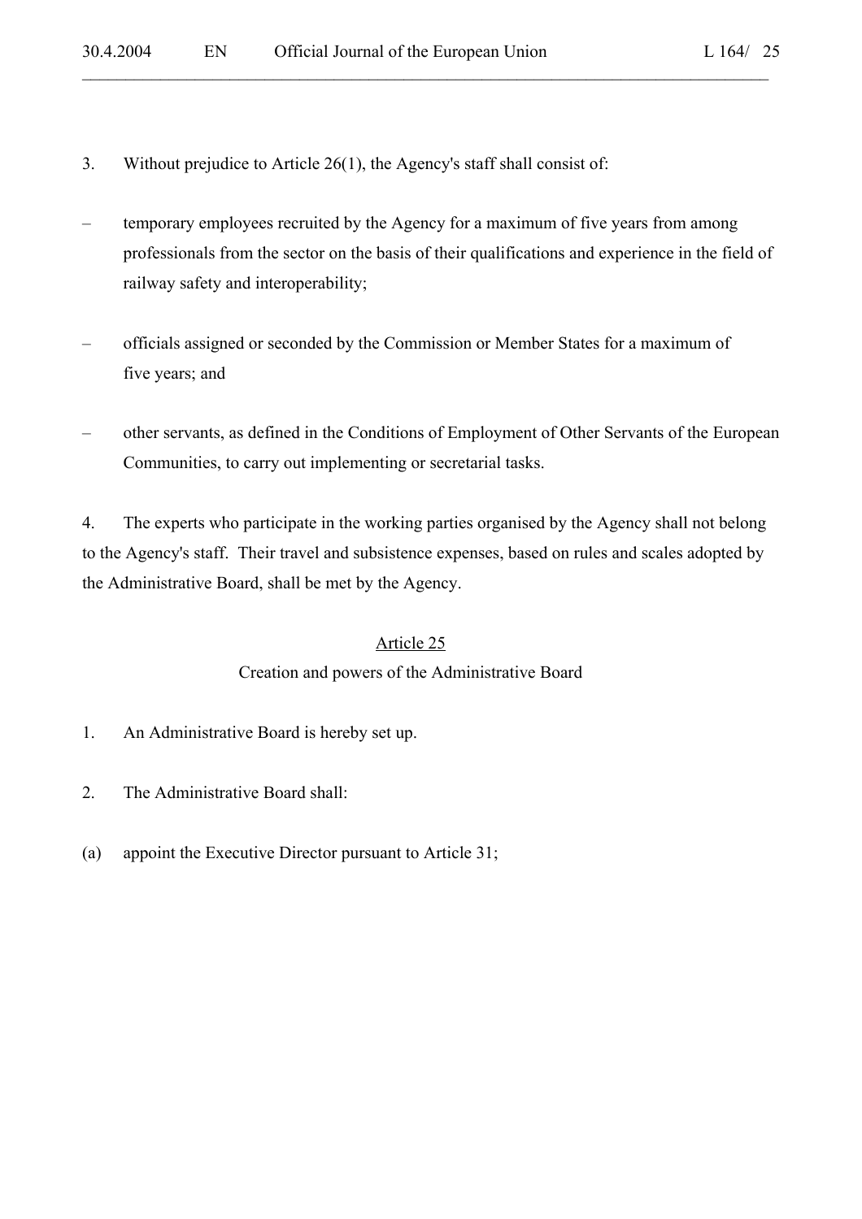3. Without prejudice to Article 26(1), the Agency's staff shall consist of:

– temporary employees recruited by the Agency for a maximum of five years from among professionals from the sector on the basis of their qualifications and experience in the field of railway safety and interoperability;

– officials assigned or seconded by the Commission or Member States for a maximum of five years; and

– other servants, as defined in the Conditions of Employment of Other Servants of the European Communities, to carry out implementing or secretarial tasks.

4. The experts who participate in the working parties organised by the Agency shall not belong to the Agency's staff. Their travel and subsistence expenses, based on rules and scales adopted by the Administrative Board, shall be met by the Agency.

## Article 25

### Creation and powers of the Administrative Board

1. An Administrative Board is hereby set up.

2. The Administrative Board shall:

(a) appoint the Executive Director pursuant to Article 31;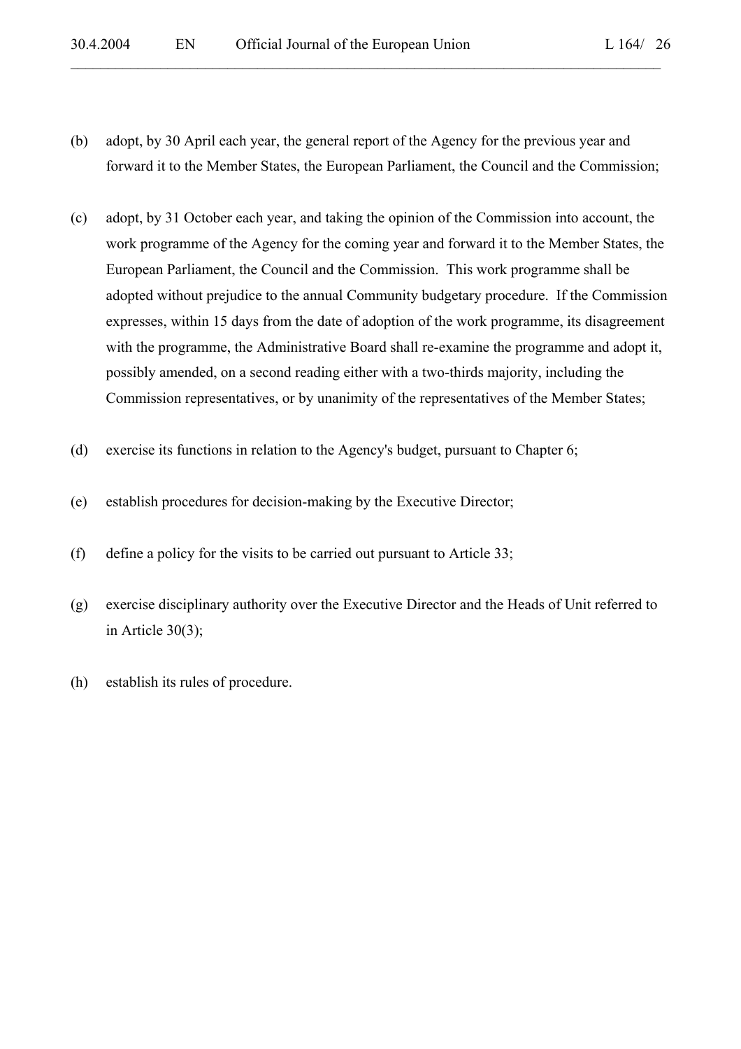(b) adopt, by 30 April each year, the general report of the Agency for the previous year and forward it to the Member States, the European Parliament, the Council and the Commission;

(c) adopt, by 31 October each year, and taking the opinion of the Commission into account, the work programme of the Agency for the coming year and forward it to the Member States, the European Parliament, the Council and the Commission. This work programme shall be adopted without prejudice to the annual Community budgetary procedure. If the Commission expresses, within 15 days from the date of adoption of the work programme, its disagreement with the programme, the Administrative Board shall re-examine the programme and adopt it, possibly amended, on a second reading either with a two-thirds majority, including the Commission representatives, or by unanimity of the representatives of the Member States;

(d) exercise its functions in relation to the Agency's budget, pursuant to Chapter 6;

(e) establish procedures for decision-making by the Executive Director;

(f) define a policy for the visits to be carried out pursuant to Article 33;

(g) exercise disciplinary authority over the Executive Director and the Heads of Unit referred to in Article 30(3);

(h) establish its rules of procedure.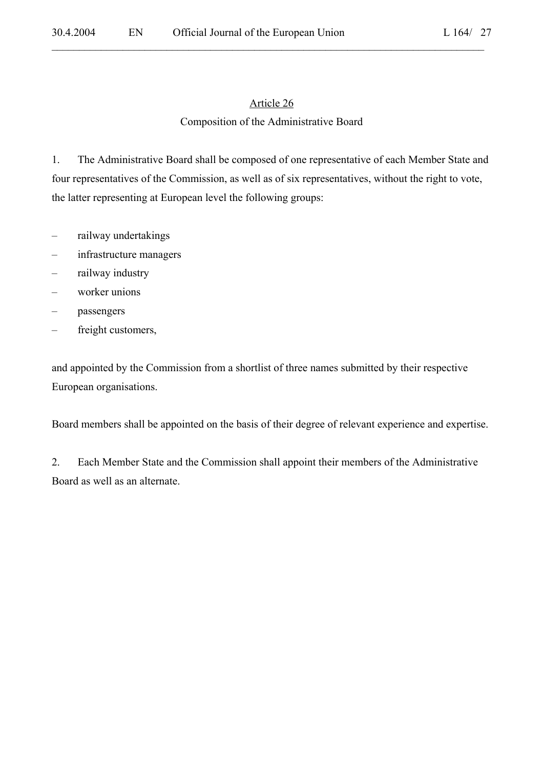## Article 26

### Composition of the Administrative Board

1. The Administrative Board shall be composed of one representative of each Member State and four representatives of the Commission, as well as of six representatives, without the right to vote, the latter representing at European level the following groups:

– railway undertakings
– infrastructure managers
– railway industry
– worker unions
– passengers
– freight customers,

and appointed by the Commission from a shortlist of three names submitted by their respective European organisations.

Board members shall be appointed on the basis of their degree of relevant experience and expertise.

2. Each Member State and the Commission shall appoint their members of the Administrative Board as well as an alternate.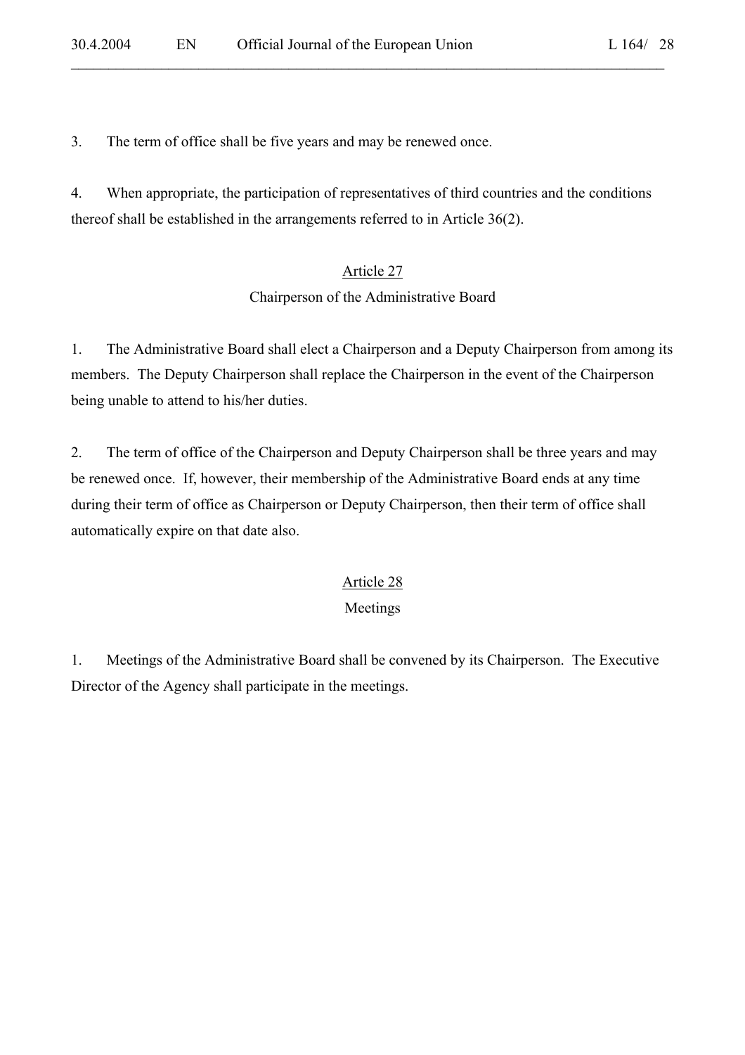3. The term of office shall be five years and may be renewed once.

4. When appropriate, the participation of representatives of third countries and the conditions thereof shall be established in the arrangements referred to in Article 36(2).

## Article 27

### Chairperson of the Administrative Board

1. The Administrative Board shall elect a Chairperson and a Deputy Chairperson from among its members. The Deputy Chairperson shall replace the Chairperson in the event of the Chairperson being unable to attend to his/her duties.

2. The term of office of the Chairperson and Deputy Chairperson shall be three years and may be renewed once. If, however, their membership of the Administrative Board ends at any time during their term of office as Chairperson or Deputy Chairperson, then their term of office shall automatically expire on that date also.

## Article 28

### Meetings

1. Meetings of the Administrative Board shall be convened by its Chairperson. The Executive Director of the Agency shall participate in the meetings.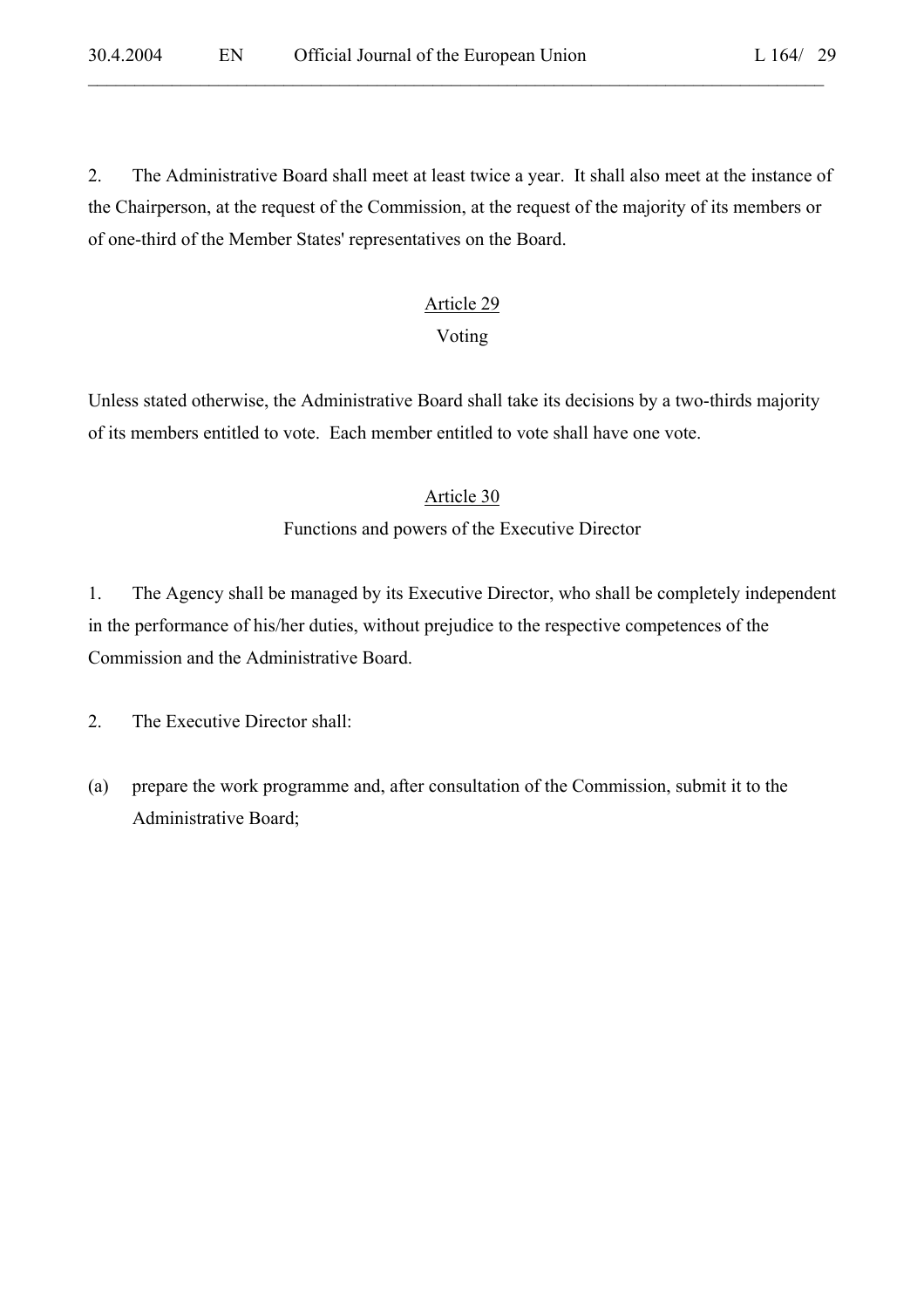2. The Administrative Board shall meet at least twice a year. It shall also meet at the instance of the Chairperson, at the request of the Commission, at the request of the majority of its members or of one-third of the Member States' representatives on the Board.

### Article 29

### Voting

Unless stated otherwise, the Administrative Board shall take its decisions by a two-thirds majority of its members entitled to vote. Each member entitled to vote shall have one vote.

### Article 30

### Functions and powers of the Executive Director

1. The Agency shall be managed by its Executive Director, who shall be completely independent in the performance of his/her duties, without prejudice to the respective competences of the Commission and the Administrative Board.

2. The Executive Director shall:

(a) prepare the work programme and, after consultation of the Commission, submit it to the Administrative Board;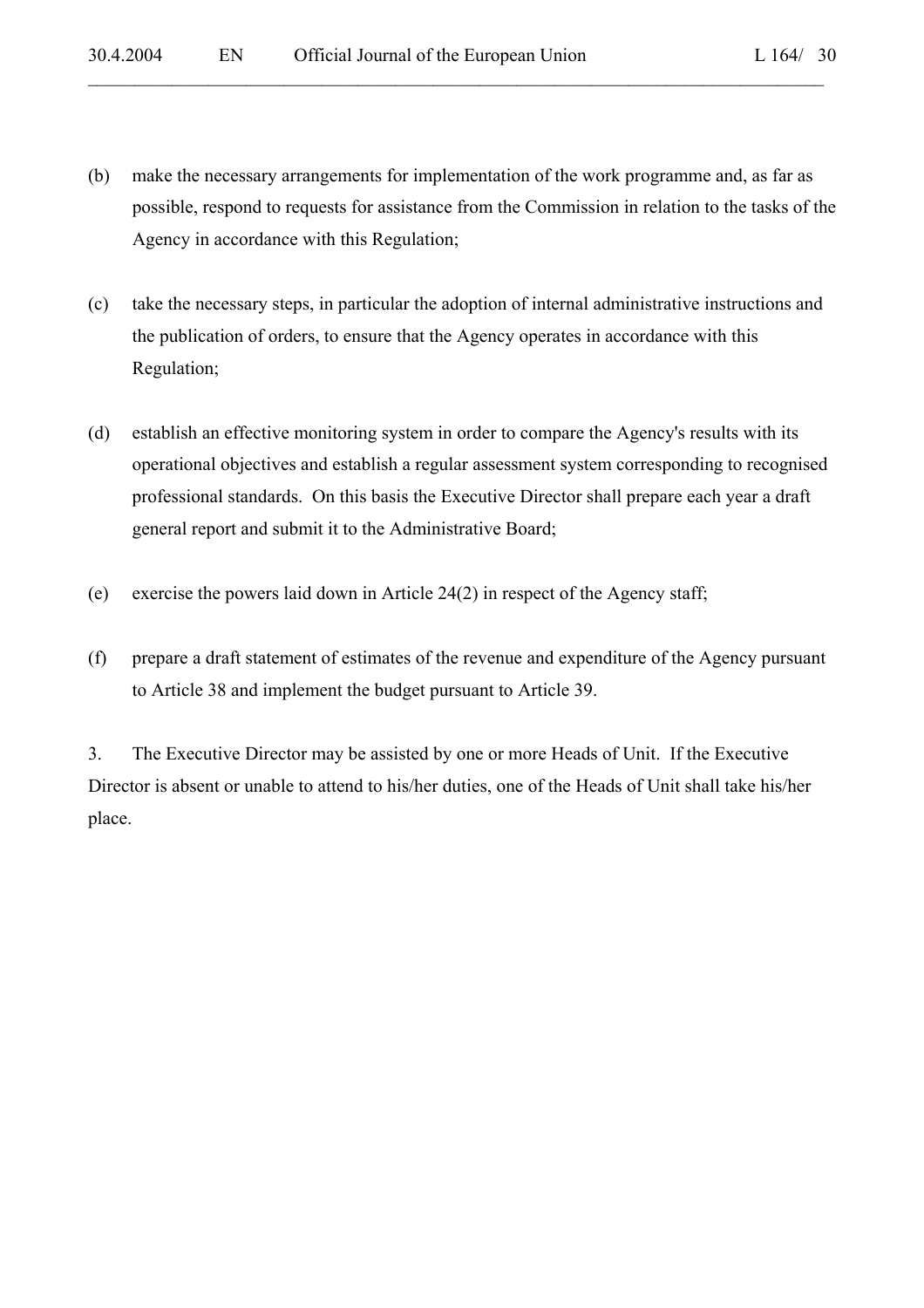(b) make the necessary arrangements for implementation of the work programme and, as far as possible, respond to requests for assistance from the Commission in relation to the tasks of the Agency in accordance with this Regulation;

(c) take the necessary steps, in particular the adoption of internal administrative instructions and the publication of orders, to ensure that the Agency operates in accordance with this Regulation;

(d) establish an effective monitoring system in order to compare the Agency's results with its operational objectives and establish a regular assessment system corresponding to recognised professional standards. On this basis the Executive Director shall prepare each year a draft general report and submit it to the Administrative Board;

(e) exercise the powers laid down in Article 24(2) in respect of the Agency staff;

(f) prepare a draft statement of estimates of the revenue and expenditure of the Agency pursuant to Article 38 and implement the budget pursuant to Article 39.

3. The Executive Director may be assisted by one or more Heads of Unit. If the Executive Director is absent or unable to attend to his/her duties, one of the Heads of Unit shall take his/her place.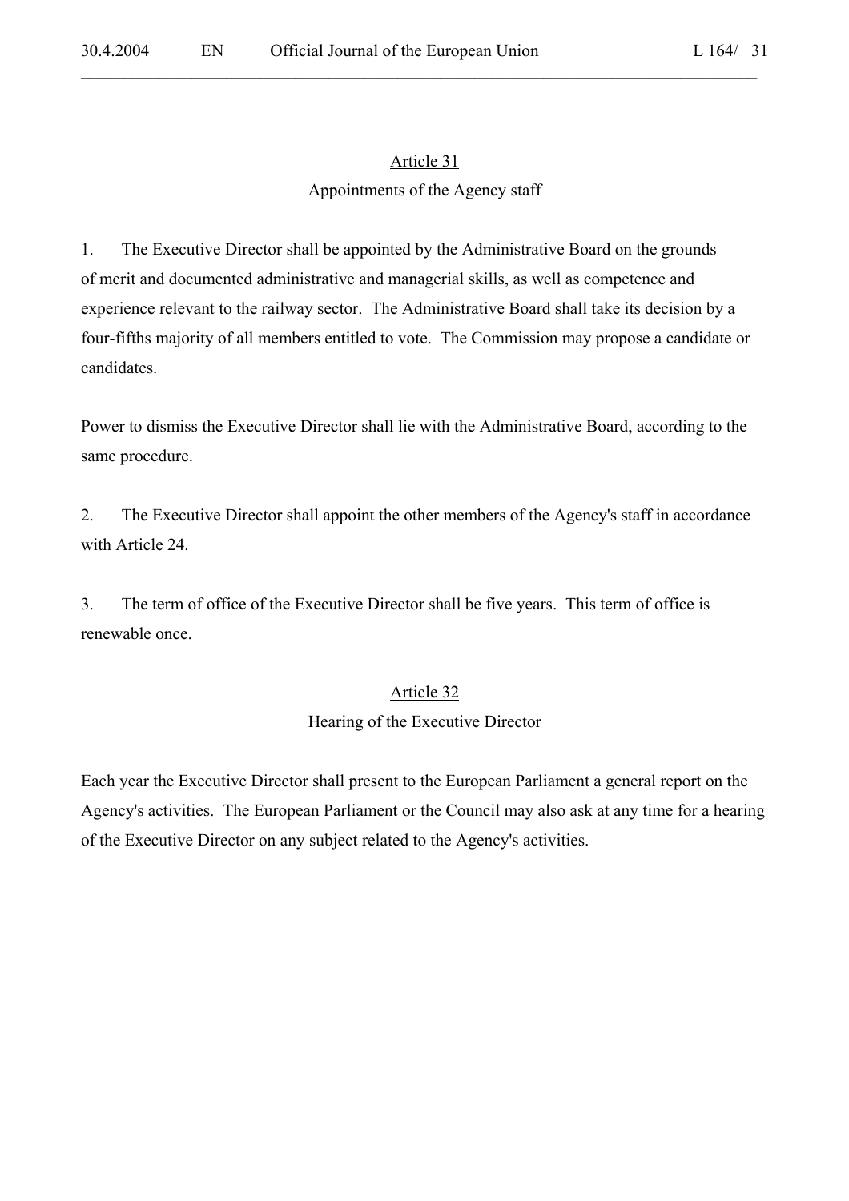## Article 31

### Appointments of the Agency staff

1. The Executive Director shall be appointed by the Administrative Board on the grounds of merit and documented administrative and managerial skills, as well as competence and experience relevant to the railway sector. The Administrative Board shall take its decision by a four-fifths majority of all members entitled to vote. The Commission may propose a candidate or candidates.

Power to dismiss the Executive Director shall lie with the Administrative Board, according to the same procedure.

2. The Executive Director shall appoint the other members of the Agency's staff in accordance with Article 24.

3. The term of office of the Executive Director shall be five years. This term of office is renewable once.

## Article 32

### Hearing of the Executive Director

Each year the Executive Director shall present to the European Parliament a general report on the Agency's activities. The European Parliament or the Council may also ask at any time for a hearing of the Executive Director on any subject related to the Agency's activities.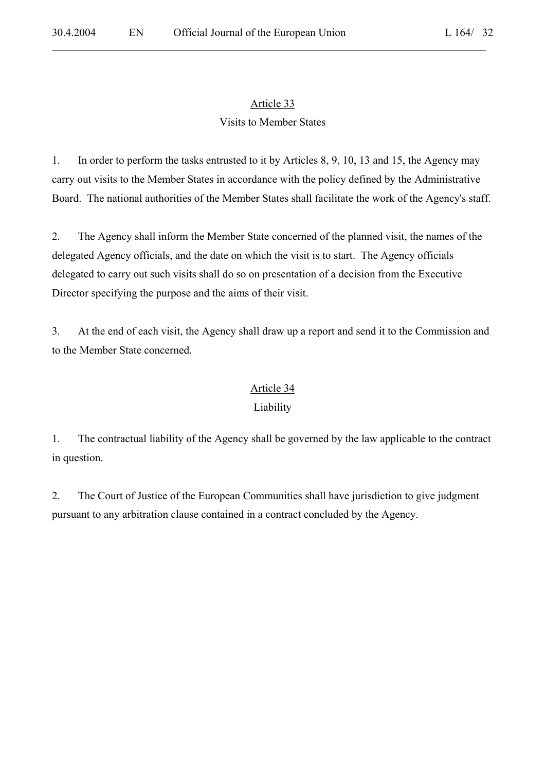## Article 33

### Visits to Member States

1. In order to perform the tasks entrusted to it by Articles 8, 9, 10, 13 and 15, the Agency may carry out visits to the Member States in accordance with the policy defined by the Administrative Board. The national authorities of the Member States shall facilitate the work of the Agency's staff.

2. The Agency shall inform the Member State concerned of the planned visit, the names of the delegated Agency officials, and the date on which the visit is to start. The Agency officials delegated to carry out such visits shall do so on presentation of a decision from the Executive Director specifying the purpose and the aims of their visit.

3. At the end of each visit, the Agency shall draw up a report and send it to the Commission and to the Member State concerned.

## Article 34

### Liability

1. The contractual liability of the Agency shall be governed by the law applicable to the contract in question.

2. The Court of Justice of the European Communities shall have jurisdiction to give judgment pursuant to any arbitration clause contained in a contract concluded by the Agency.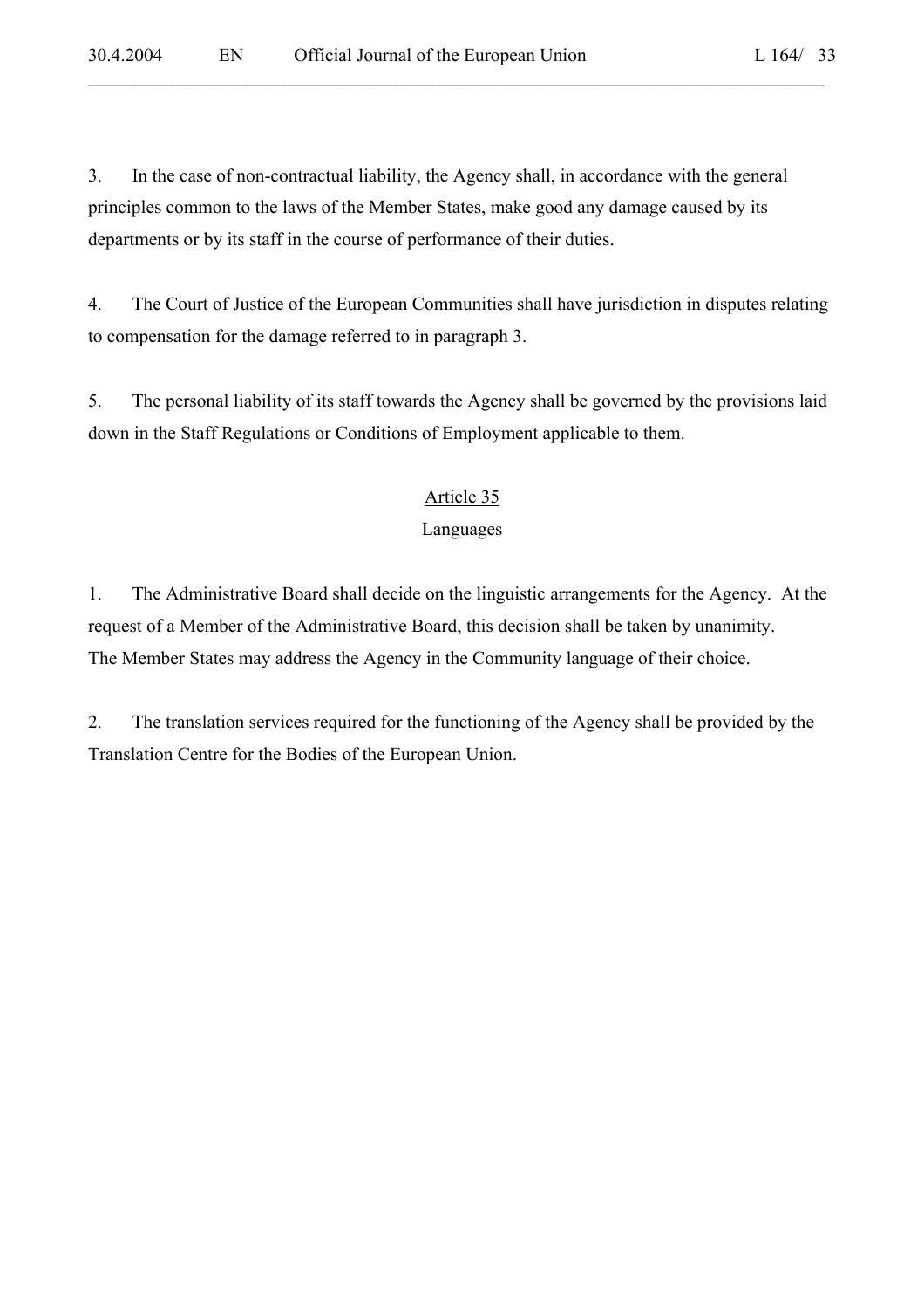3. In the case of non-contractual liability, the Agency shall, in accordance with the general principles common to the laws of the Member States, make good any damage caused by its departments or by its staff in the course of performance of their duties.

4. The Court of Justice of the European Communities shall have jurisdiction in disputes relating to compensation for the damage referred to in paragraph 3.

5. The personal liability of its staff towards the Agency shall be governed by the provisions laid down in the Staff Regulations or Conditions of Employment applicable to them.

## Article 35
### Languages

1. The Administrative Board shall decide on the linguistic arrangements for the Agency. At the request of a Member of the Administrative Board, this decision shall be taken by unanimity. The Member States may address the Agency in the Community language of their choice.

2. The translation services required for the functioning of the Agency shall be provided by the Translation Centre for the Bodies of the European Union.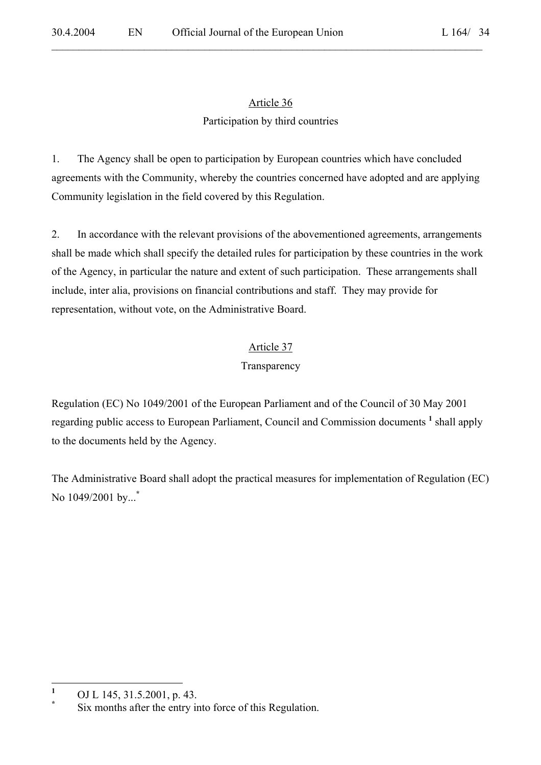## Article 36

### Participation by third countries

1. The Agency shall be open to participation by European countries which have concluded agreements with the Community, whereby the countries concerned have adopted and are applying Community legislation in the field covered by this Regulation.

2. In accordance with the relevant provisions of the abovementioned agreements, arrangements shall be made which shall specify the detailed rules for participation by these countries in the work of the Agency, in particular the nature and extent of such participation. These arrangements shall include, inter alia, provisions on financial contributions and staff. They may provide for representation, without vote, on the Administrative Board.

## Article 37

### Transparency

Regulation (EC) No 1049/2001 of the European Parliament and of the Council of 30 May 2001 regarding public access to European Parliament, Council and Commission documents [1] shall apply to the documents held by the Agency.

The Administrative Board shall adopt the practical measures for implementation of Regulation (EC) No 1049/2001 by...[*]

---

[1] OJ L 145, 31.5.2001, p. 43.

[*] Six months after the entry into force of this Regulation.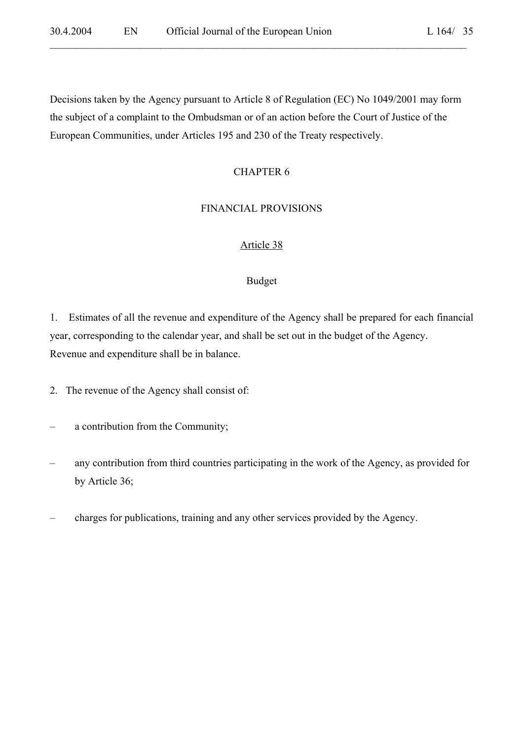Decisions taken by the Agency pursuant to Article 8 of Regulation (EC) No 1049/2001 may form the subject of a complaint to the Ombudsman or of an action before the Court of Justice of the European Communities, under Articles 195 and 230 of the Treaty respectively.

## CHAPTER 6

## FINANCIAL PROVISIONS

### Article 38

### Budget

1. Estimates of all the revenue and expenditure of the Agency shall be prepared for each financial year, corresponding to the calendar year, and shall be set out in the budget of the Agency. Revenue and expenditure shall be in balance.

2. The revenue of the Agency shall consist of:

– a contribution from the Community;

– any contribution from third countries participating in the work of the Agency, as provided for by Article 36;

– charges for publications, training and any other services provided by the Agency.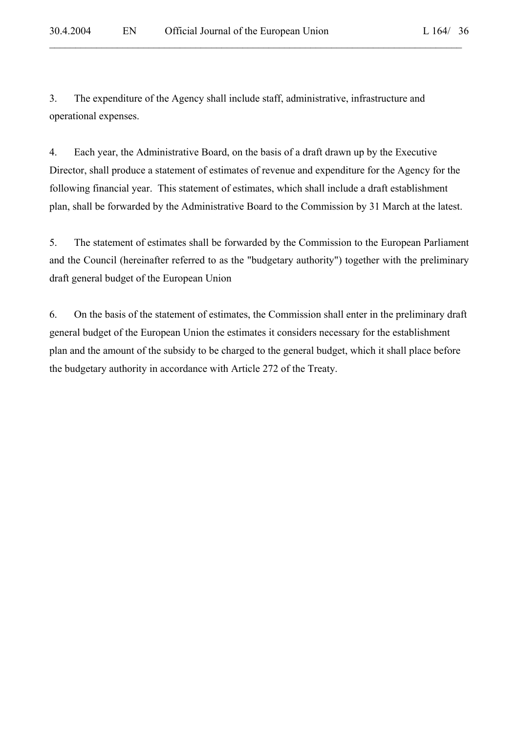3. The expenditure of the Agency shall include staff, administrative, infrastructure and operational expenses.

4. Each year, the Administrative Board, on the basis of a draft drawn up by the Executive Director, shall produce a statement of estimates of revenue and expenditure for the Agency for the following financial year. This statement of estimates, which shall include a draft establishment plan, shall be forwarded by the Administrative Board to the Commission by 31 March at the latest.

5. The statement of estimates shall be forwarded by the Commission to the European Parliament and the Council (hereinafter referred to as the "budgetary authority") together with the preliminary draft general budget of the European Union

6. On the basis of the statement of estimates, the Commission shall enter in the preliminary draft general budget of the European Union the estimates it considers necessary for the establishment plan and the amount of the subsidy to be charged to the general budget, which it shall place before the budgetary authority in accordance with Article 272 of the Treaty.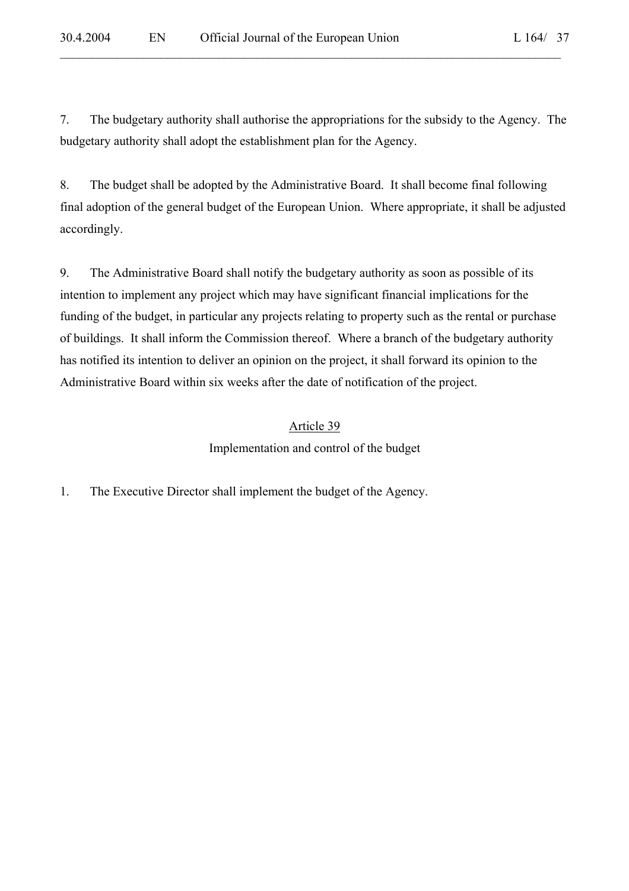7. The budgetary authority shall authorise the appropriations for the subsidy to the Agency. The budgetary authority shall adopt the establishment plan for the Agency.

8. The budget shall be adopted by the Administrative Board. It shall become final following final adoption of the general budget of the European Union. Where appropriate, it shall be adjusted accordingly.

9. The Administrative Board shall notify the budgetary authority as soon as possible of its intention to implement any project which may have significant financial implications for the funding of the budget, in particular any projects relating to property such as the rental or purchase of buildings. It shall inform the Commission thereof. Where a branch of the budgetary authority has notified its intention to deliver an opinion on the project, it shall forward its opinion to the Administrative Board within six weeks after the date of notification of the project.

## Article 39

### Implementation and control of the budget

1. The Executive Director shall implement the budget of the Agency.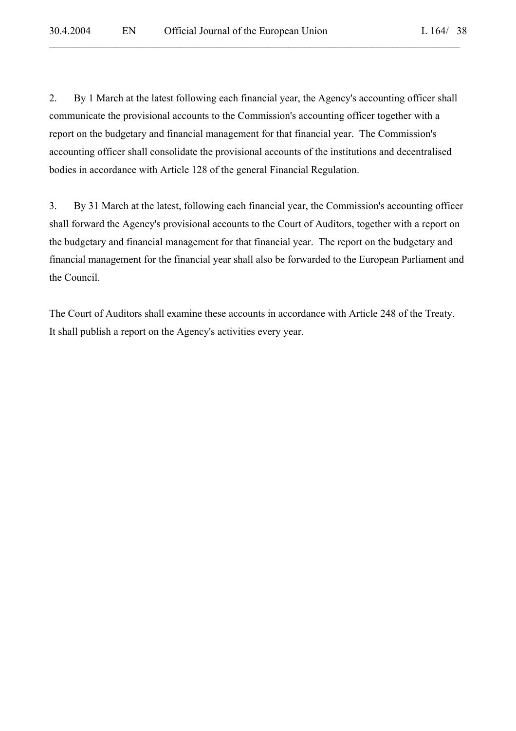2. By 1 March at the latest following each financial year, the Agency's accounting officer shall communicate the provisional accounts to the Commission's accounting officer together with a report on the budgetary and financial management for that financial year. The Commission's accounting officer shall consolidate the provisional accounts of the institutions and decentralised bodies in accordance with Article 128 of the general Financial Regulation.

3. By 31 March at the latest, following each financial year, the Commission's accounting officer shall forward the Agency's provisional accounts to the Court of Auditors, together with a report on the budgetary and financial management for that financial year. The report on the budgetary and financial management for the financial year shall also be forwarded to the European Parliament and the Council.

The Court of Auditors shall examine these accounts in accordance with Article 248 of the Treaty. It shall publish a report on the Agency's activities every year.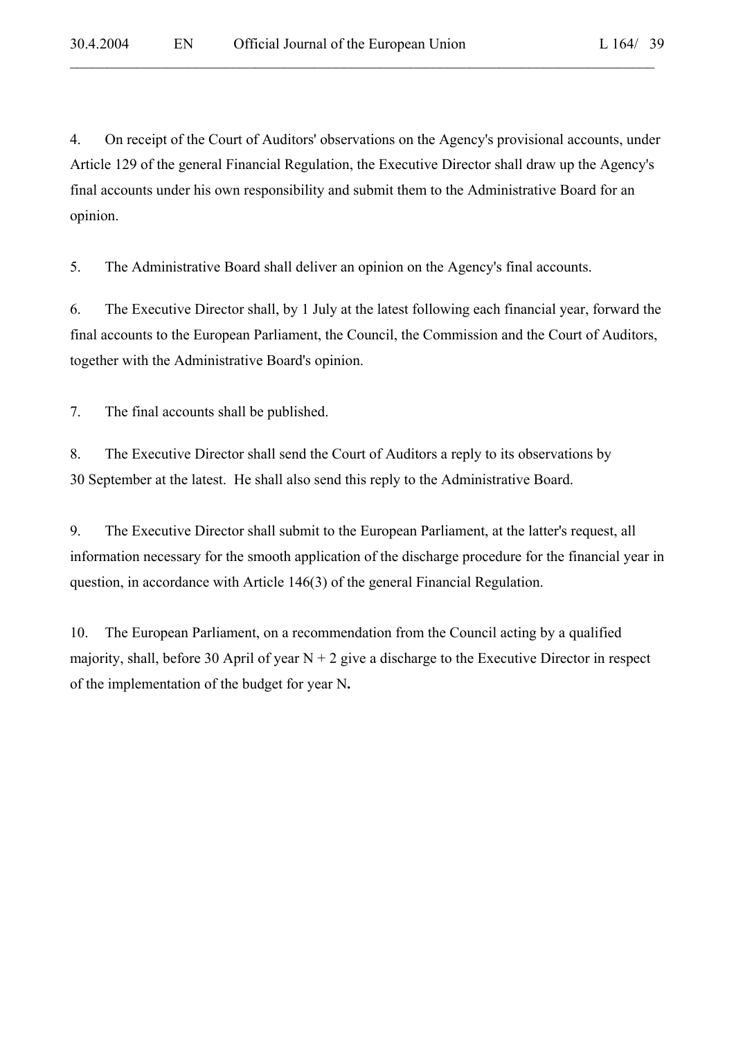4. On receipt of the Court of Auditors' observations on the Agency's provisional accounts, under Article 129 of the general Financial Regulation, the Executive Director shall draw up the Agency's final accounts under his own responsibility and submit them to the Administrative Board for an opinion.

5. The Administrative Board shall deliver an opinion on the Agency's final accounts.

6. The Executive Director shall, by 1 July at the latest following each financial year, forward the final accounts to the European Parliament, the Council, the Commission and the Court of Auditors, together with the Administrative Board's opinion.

7. The final accounts shall be published.

8. The Executive Director shall send the Court of Auditors a reply to its observations by 30 September at the latest. He shall also send this reply to the Administrative Board.

9. The Executive Director shall submit to the European Parliament, at the latter's request, all information necessary for the smooth application of the discharge procedure for the financial year in question, in accordance with Article 146(3) of the general Financial Regulation.

10. The European Parliament, on a recommendation from the Council acting by a qualified majority, shall, before 30 April of year N + 2 give a discharge to the Executive Director in respect of the implementation of the budget for year N.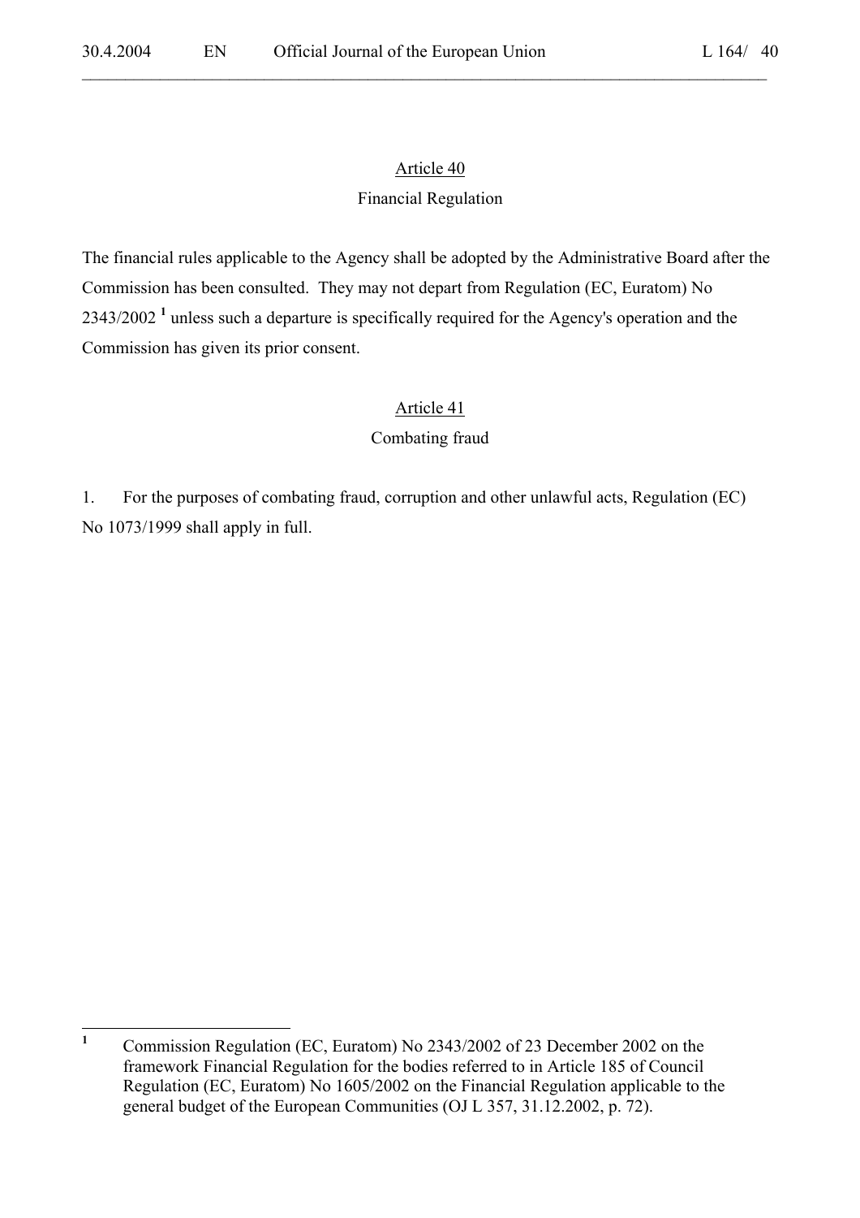## Article 40

### Financial Regulation

The financial rules applicable to the Agency shall be adopted by the Administrative Board after the Commission has been consulted. They may not depart from Regulation (EC, Euratom) No 2343/2002 [1] unless such a departure is specifically required for the Agency's operation and the Commission has given its prior consent.

## Article 41

### Combating fraud

1. For the purposes of combating fraud, corruption and other unlawful acts, Regulation (EC) No 1073/1999 shall apply in full.

---

[1] Commission Regulation (EC, Euratom) No 2343/2002 of 23 December 2002 on the framework Financial Regulation for the bodies referred to in Article 185 of Council Regulation (EC, Euratom) No 1605/2002 on the Financial Regulation applicable to the general budget of the European Communities (OJ L 357, 31.12.2002, p. 72).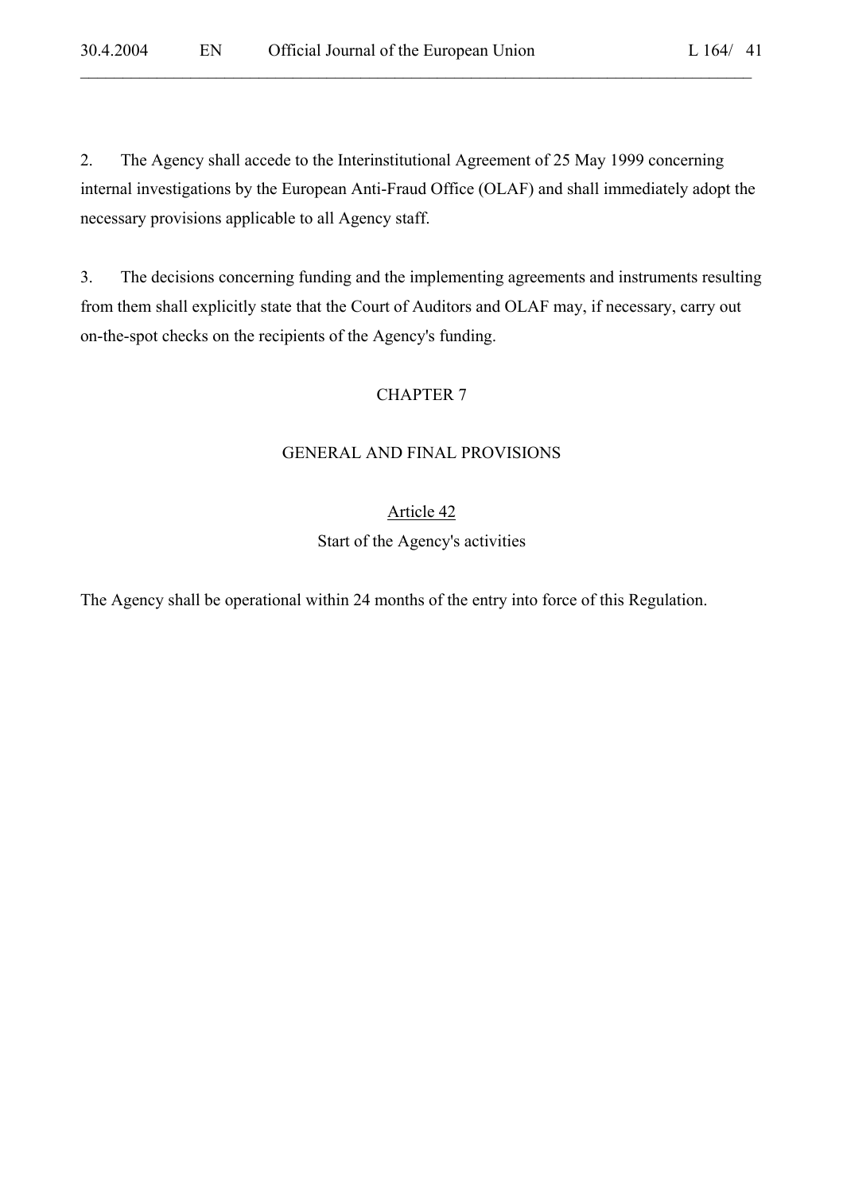2. The Agency shall accede to the Interinstitutional Agreement of 25 May 1999 concerning internal investigations by the European Anti-Fraud Office (OLAF) and shall immediately adopt the necessary provisions applicable to all Agency staff.

3. The decisions concerning funding and the implementing agreements and instruments resulting from them shall explicitly state that the Court of Auditors and OLAF may, if necessary, carry out on-the-spot checks on the recipients of the Agency's funding.

## CHAPTER 7

## GENERAL AND FINAL PROVISIONS

### Article 42

### Start of the Agency's activities

The Agency shall be operational within 24 months of the entry into force of this Regulation.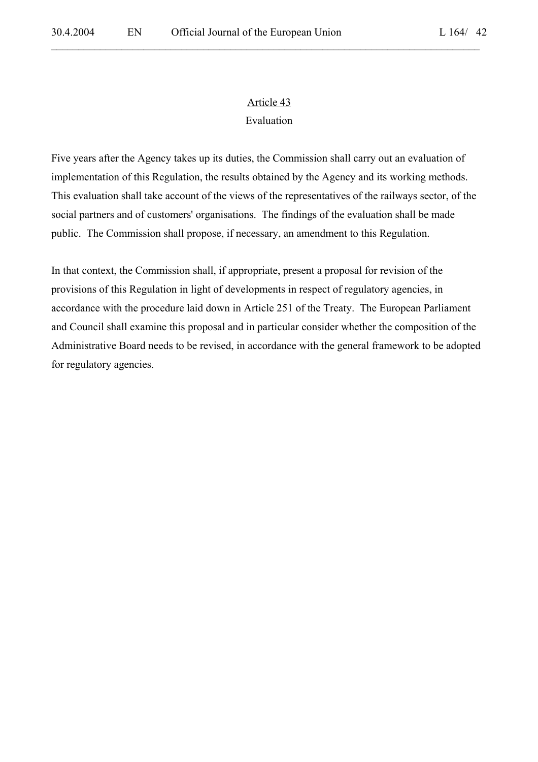## Article 43

### Evaluation

Five years after the Agency takes up its duties, the Commission shall carry out an evaluation of implementation of this Regulation, the results obtained by the Agency and its working methods. This evaluation shall take account of the views of the representatives of the railways sector, of the social partners and of customers' organisations. The findings of the evaluation shall be made public. The Commission shall propose, if necessary, an amendment to this Regulation.

In that context, the Commission shall, if appropriate, present a proposal for revision of the provisions of this Regulation in light of developments in respect of regulatory agencies, in accordance with the procedure laid down in Article 251 of the Treaty. The European Parliament and Council shall examine this proposal and in particular consider whether the composition of the Administrative Board needs to be revised, in accordance with the general framework to be adopted for regulatory agencies.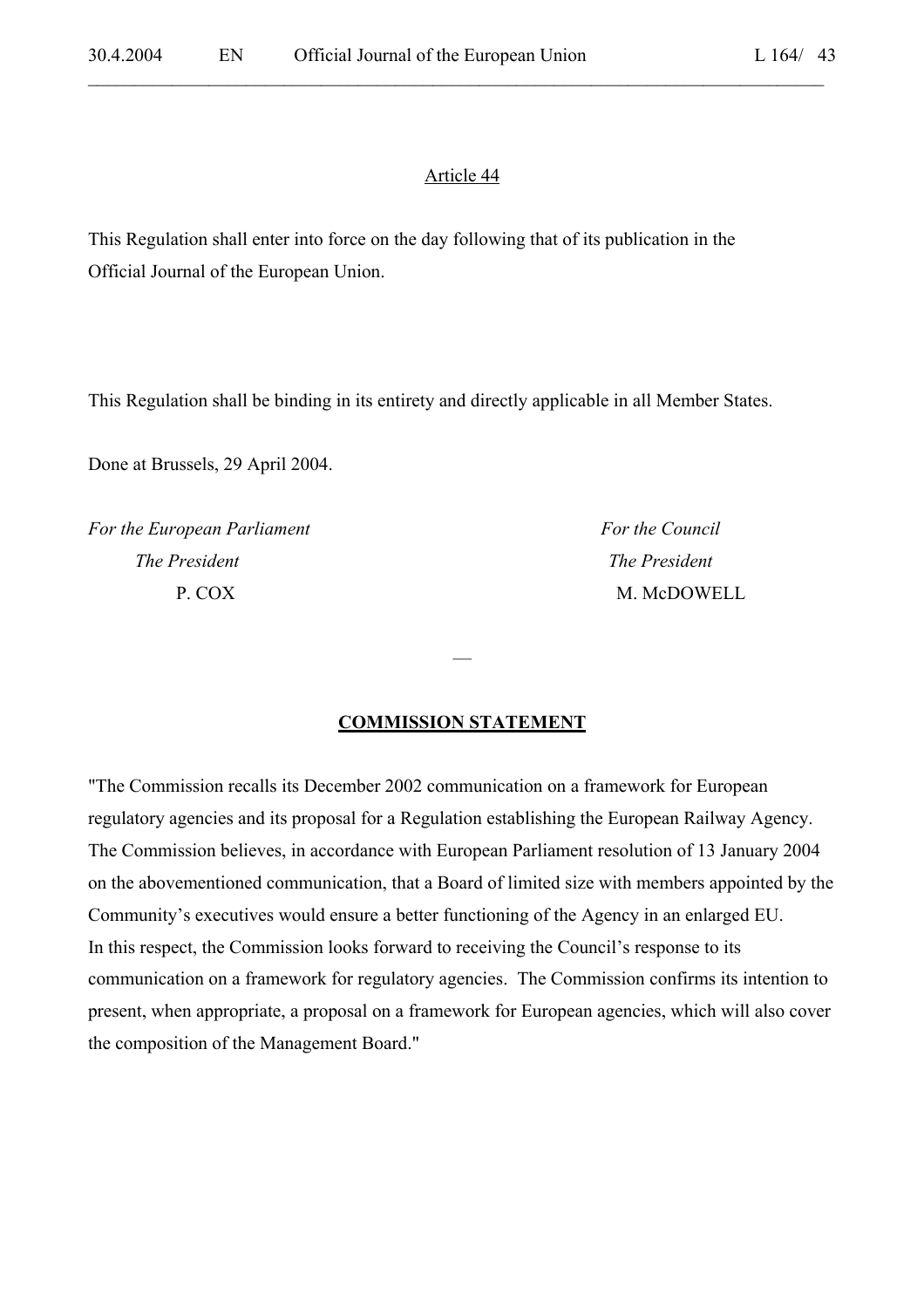Article 44

This Regulation shall enter into force on the day following that of its publication in the Official Journal of the European Union.

This Regulation shall be binding in its entirety and directly applicable in all Member States.

Done at Brussels, 29 April 2004.

| | |
|---|---|
| *For the European Parliament* | *For the Council* |
| *The President* | *The President* |
| P. COX | M. McDOWELL |

—

**COMMISSION STATEMENT**

"The Commission recalls its December 2002 communication on a framework for European regulatory agencies and its proposal for a Regulation establishing the European Railway Agency. The Commission believes, in accordance with European Parliament resolution of 13 January 2004 on the abovementioned communication, that a Board of limited size with members appointed by the Community's executives would ensure a better functioning of the Agency in an enlarged EU. In this respect, the Commission looks forward to receiving the Council's response to its communication on a framework for regulatory agencies. The Commission confirms its intention to present, when appropriate, a proposal on a framework for European agencies, which will also cover the composition of the Management Board."